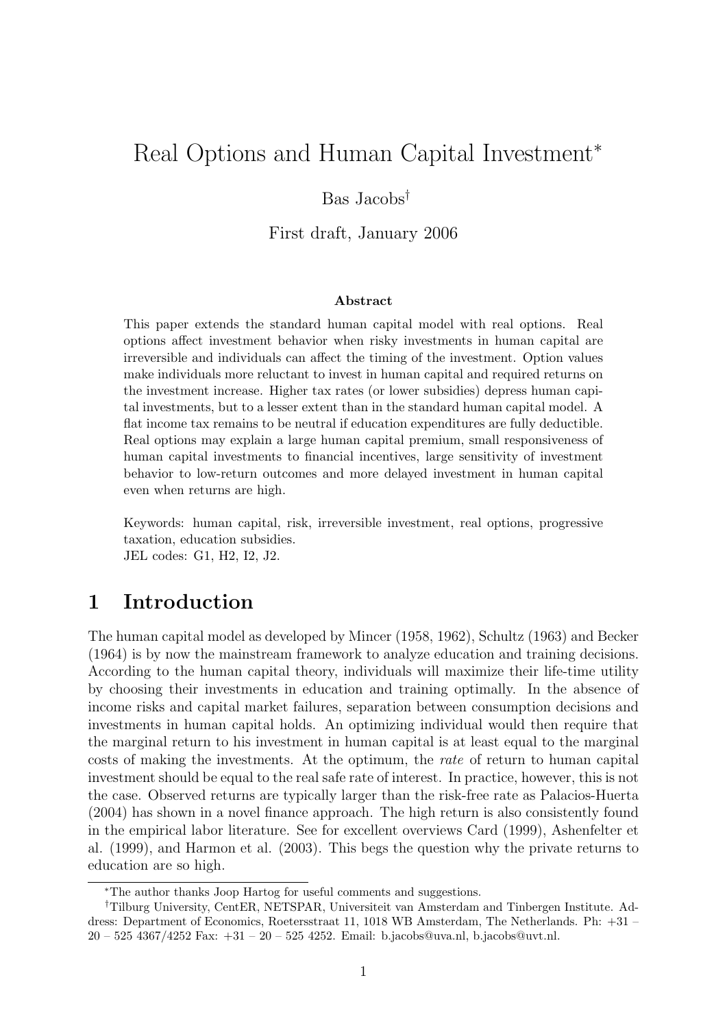# Real Options and Human Capital Investment*

Bas Jacobs[†]

First draft, January 2006

### Abstract

This paper extends the standard human capital model with real options. Real options affect investment behavior when risky investments in human capital are irreversible and individuals can affect the timing of the investment. Option values make individuals more reluctant to invest in human capital and required returns on the investment increase. Higher tax rates (or lower subsidies) depress human capital investments, but to a lesser extent than in the standard human capital model. A flat income tax remains to be neutral if education expenditures are fully deductible. Real options may explain a large human capital premium, small responsiveness of human capital investments to financial incentives, large sensitivity of investment behavior to low-return outcomes and more delayed investment in human capital even when returns are high.

Keywords: human capital, risk, irreversible investment, real options, progressive taxation, education subsidies.
JEL codes: G1, H2, I2, J2.

## 1 Introduction

The human capital model as developed by Mincer (1958, 1962), Schultz (1963) and Becker (1964) is by now the mainstream framework to analyze education and training decisions. According to the human capital theory, individuals will maximize their life-time utility by choosing their investments in education and training optimally. In the absence of income risks and capital market failures, separation between consumption decisions and investments in human capital holds. An optimizing individual would then require that the marginal return to his investment in human capital is at least equal to the marginal costs of making the investments. At the optimum, the *rate* of return to human capital investment should be equal to the real safe rate of interest. In practice, however, this is not the case. Observed returns are typically larger than the risk-free rate as Palacios-Huerta (2004) has shown in a novel finance approach. The high return is also consistently found in the empirical labor literature. See for excellent overviews Card (1999), Ashenfelter et al. (1999), and Harmon et al. (2003). This begs the question why the private returns to education are so high.

*The author thanks Joop Hartog for useful comments and suggestions.

[†]Tilburg University, CentER, NETSPAR, Universiteit van Amsterdam and Tinbergen Institute. Address: Department of Economics, Roetersstraat 11, 1018 WB Amsterdam, The Netherlands. Ph: +31 – 20 – 525 4367/4252 Fax: +31 – 20 – 525 4252. Email: b.jacobs@uva.nl, b.jacobs@uvt.nl.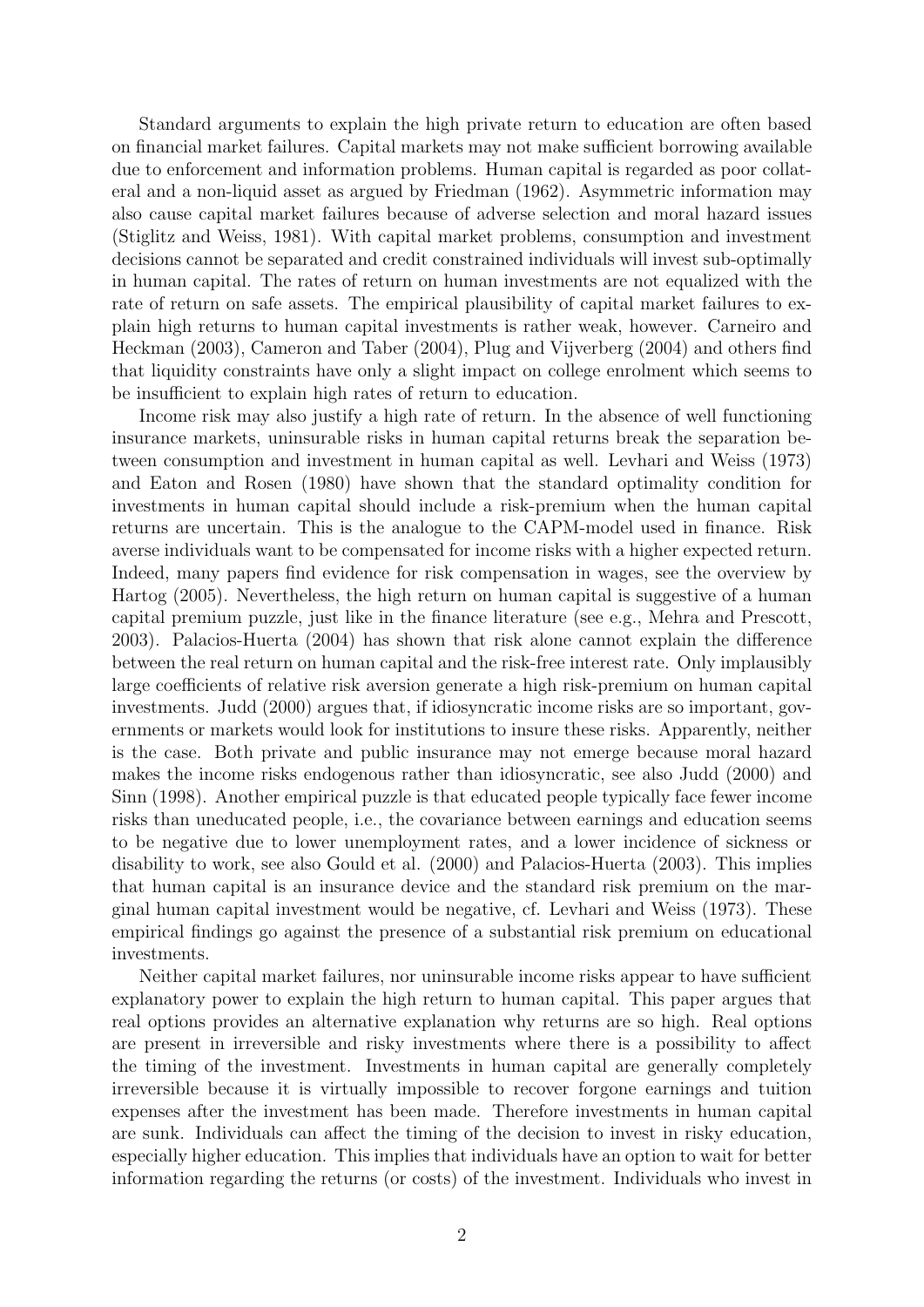Standard arguments to explain the high private return to education are often based on financial market failures. Capital markets may not make sufficient borrowing available due to enforcement and information problems. Human capital is regarded as poor collateral and a non-liquid asset as argued by Friedman (1962). Asymmetric information may also cause capital market failures because of adverse selection and moral hazard issues (Stiglitz and Weiss, 1981). With capital market problems, consumption and investment decisions cannot be separated and credit constrained individuals will invest sub-optimally in human capital. The rates of return on human investments are not equalized with the rate of return on safe assets. The empirical plausibility of capital market failures to explain high returns to human capital investments is rather weak, however. Carneiro and Heckman (2003), Cameron and Taber (2004), Plug and Vijverberg (2004) and others find that liquidity constraints have only a slight impact on college enrolment which seems to be insufficient to explain high rates of return to education.

Income risk may also justify a high rate of return. In the absence of well functioning insurance markets, uninsurable risks in human capital returns break the separation between consumption and investment in human capital as well. Levhari and Weiss (1973) and Eaton and Rosen (1980) have shown that the standard optimality condition for investments in human capital should include a risk-premium when the human capital returns are uncertain. This is the analogue to the CAPM-model used in finance. Risk averse individuals want to be compensated for income risks with a higher expected return. Indeed, many papers find evidence for risk compensation in wages, see the overview by Hartog (2005). Nevertheless, the high return on human capital is suggestive of a human capital premium puzzle, just like in the finance literature (see e.g., Mehra and Prescott, 2003). Palacios-Huerta (2004) has shown that risk alone cannot explain the difference between the real return on human capital and the risk-free interest rate. Only implausibly large coefficients of relative risk aversion generate a high risk-premium on human capital investments. Judd (2000) argues that, if idiosyncratic income risks are so important, governments or markets would look for institutions to insure these risks. Apparently, neither is the case. Both private and public insurance may not emerge because moral hazard makes the income risks endogenous rather than idiosyncratic, see also Judd (2000) and Sinn (1998). Another empirical puzzle is that educated people typically face fewer income risks than uneducated people, i.e., the covariance between earnings and education seems to be negative due to lower unemployment rates, and a lower incidence of sickness or disability to work, see also Gould et al. (2000) and Palacios-Huerta (2003). This implies that human capital is an insurance device and the standard risk premium on the marginal human capital investment would be negative, cf. Levhari and Weiss (1973). These empirical findings go against the presence of a substantial risk premium on educational investments.

Neither capital market failures, nor uninsurable income risks appear to have sufficient explanatory power to explain the high return to human capital. This paper argues that real options provides an alternative explanation why returns are so high. Real options are present in irreversible and risky investments where there is a possibility to affect the timing of the investment. Investments in human capital are generally completely irreversible because it is virtually impossible to recover forgone earnings and tuition expenses after the investment has been made. Therefore investments in human capital are sunk. Individuals can affect the timing of the decision to invest in risky education, especially higher education. This implies that individuals have an option to wait for better information regarding the returns (or costs) of the investment. Individuals who invest in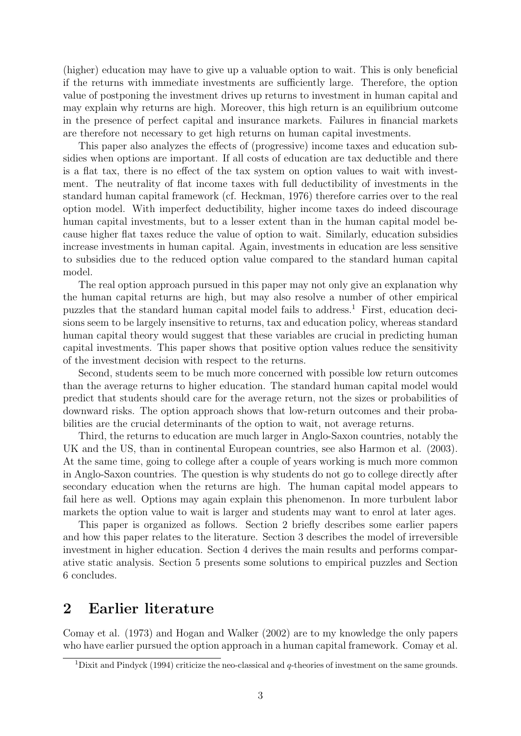(higher) education may have to give up a valuable option to wait. This is only beneficial if the returns with immediate investments are sufficiently large. Therefore, the option value of postponing the investment drives up returns to investment in human capital and may explain why returns are high. Moreover, this high return is an equilibrium outcome in the presence of perfect capital and insurance markets. Failures in financial markets are therefore not necessary to get high returns on human capital investments.

This paper also analyzes the effects of (progressive) income taxes and education subsidies when options are important. If all costs of education are tax deductible and there is a flat tax, there is no effect of the tax system on option values to wait with investment. The neutrality of flat income taxes with full deductibility of investments in the standard human capital framework (cf. Heckman, 1976) therefore carries over to the real option model. With imperfect deductibility, higher income taxes do indeed discourage human capital investments, but to a lesser extent than in the human capital model because higher flat taxes reduce the value of option to wait. Similarly, education subsidies increase investments in human capital. Again, investments in education are less sensitive to subsidies due to the reduced option value compared to the standard human capital model.

The real option approach pursued in this paper may not only give an explanation why the human capital returns are high, but may also resolve a number of other empirical puzzles that the standard human capital model fails to address.[1] First, education decisions seem to be largely insensitive to returns, tax and education policy, whereas standard human capital theory would suggest that these variables are crucial in predicting human capital investments. This paper shows that positive option values reduce the sensitivity of the investment decision with respect to the returns.

Second, students seem to be much more concerned with possible low return outcomes than the average returns to higher education. The standard human capital model would predict that students should care for the average return, not the sizes or probabilities of downward risks. The option approach shows that low-return outcomes and their probabilities are the crucial determinants of the option to wait, not average returns.

Third, the returns to education are much larger in Anglo-Saxon countries, notably the UK and the US, than in continental European countries, see also Harmon et al. (2003). At the same time, going to college after a couple of years working is much more common in Anglo-Saxon countries. The question is why students do not go to college directly after secondary education when the returns are high. The human capital model appears to fail here as well. Options may again explain this phenomenon. In more turbulent labor markets the option value to wait is larger and students may want to enrol at later ages.

This paper is organized as follows. Section 2 briefly describes some earlier papers and how this paper relates to the literature. Section 3 describes the model of irreversible investment in higher education. Section 4 derives the main results and performs comparative static analysis. Section 5 presents some solutions to empirical puzzles and Section 6 concludes.

## 2 Earlier literature

Comay et al. (1973) and Hogan and Walker (2002) are to my knowledge the only papers who have earlier pursued the option approach in a human capital framework. Comay et al.

[1] Dixit and Pindyck (1994) criticize the neo-classical and $q$-theories of investment on the same grounds.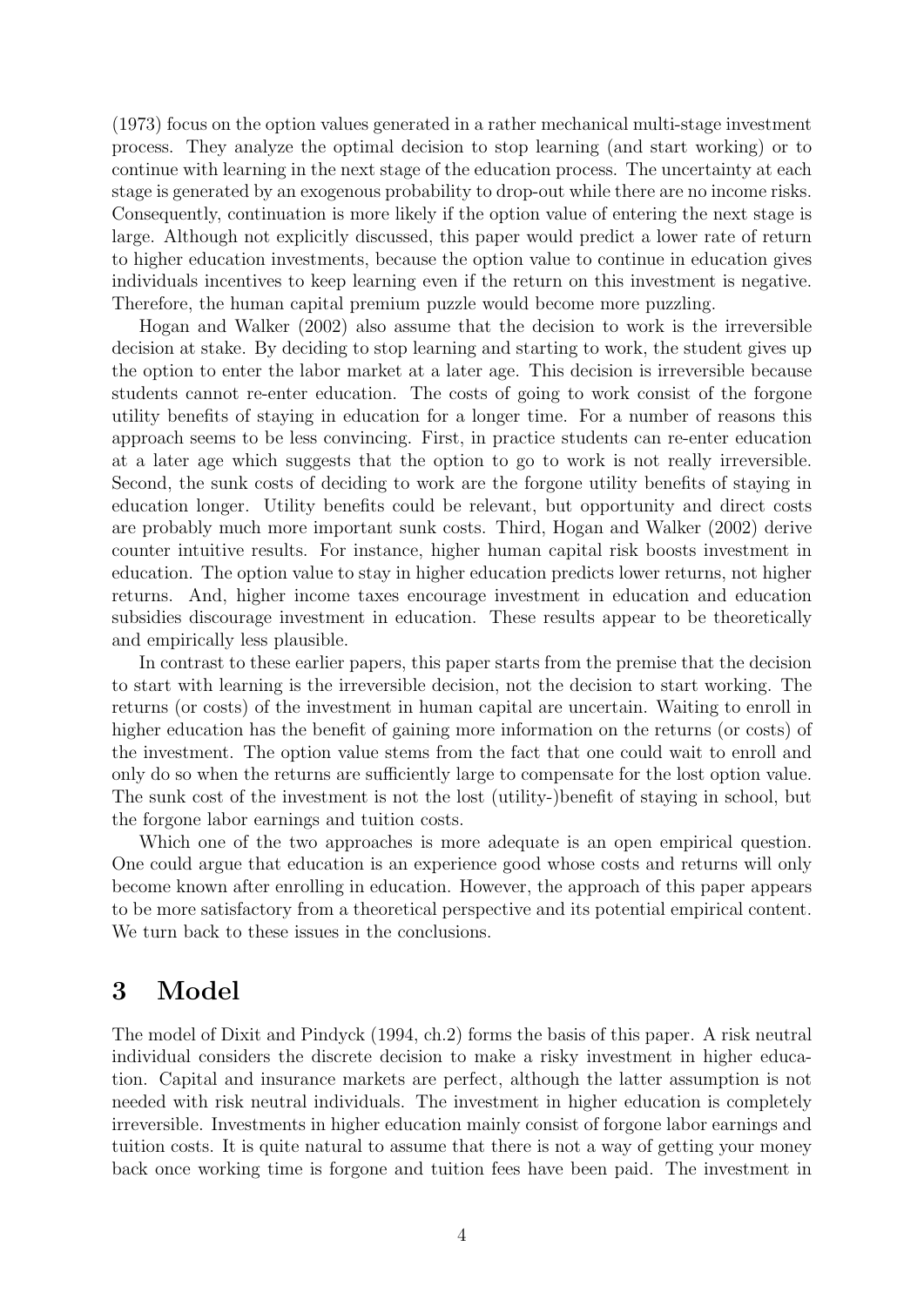(1973) focus on the option values generated in a rather mechanical multi-stage investment process. They analyze the optimal decision to stop learning (and start working) or to continue with learning in the next stage of the education process. The uncertainty at each stage is generated by an exogenous probability to drop-out while there are no income risks. Consequently, continuation is more likely if the option value of entering the next stage is large. Although not explicitly discussed, this paper would predict a lower rate of return to higher education investments, because the option value to continue in education gives individuals incentives to keep learning even if the return on this investment is negative. Therefore, the human capital premium puzzle would become more puzzling.

Hogan and Walker (2002) also assume that the decision to work is the irreversible decision at stake. By deciding to stop learning and starting to work, the student gives up the option to enter the labor market at a later age. This decision is irreversible because students cannot re-enter education. The costs of going to work consist of the forgone utility benefits of staying in education for a longer time. For a number of reasons this approach seems to be less convincing. First, in practice students can re-enter education at a later age which suggests that the option to go to work is not really irreversible. Second, the sunk costs of deciding to work are the forgone utility benefits of staying in education longer. Utility benefits could be relevant, but opportunity and direct costs are probably much more important sunk costs. Third, Hogan and Walker (2002) derive counter intuitive results. For instance, higher human capital risk boosts investment in education. The option value to stay in higher education predicts lower returns, not higher returns. And, higher income taxes encourage investment in education and education subsidies discourage investment in education. These results appear to be theoretically and empirically less plausible.

In contrast to these earlier papers, this paper starts from the premise that the decision to start with learning is the irreversible decision, not the decision to start working. The returns (or costs) of the investment in human capital are uncertain. Waiting to enroll in higher education has the benefit of gaining more information on the returns (or costs) of the investment. The option value stems from the fact that one could wait to enroll and only do so when the returns are sufficiently large to compensate for the lost option value. The sunk cost of the investment is not the lost (utility-)benefit of staying in school, but the forgone labor earnings and tuition costs.

Which one of the two approaches is more adequate is an open empirical question. One could argue that education is an experience good whose costs and returns will only become known after enrolling in education. However, the approach of this paper appears to be more satisfactory from a theoretical perspective and its potential empirical content. We turn back to these issues in the conclusions.

# 3 Model

The model of Dixit and Pindyck (1994, ch.2) forms the basis of this paper. A risk neutral individual considers the discrete decision to make a risky investment in higher education. Capital and insurance markets are perfect, although the latter assumption is not needed with risk neutral individuals. The investment in higher education is completely irreversible. Investments in higher education mainly consist of forgone labor earnings and tuition costs. It is quite natural to assume that there is not a way of getting your money back once working time is forgone and tuition fees have been paid. The investment in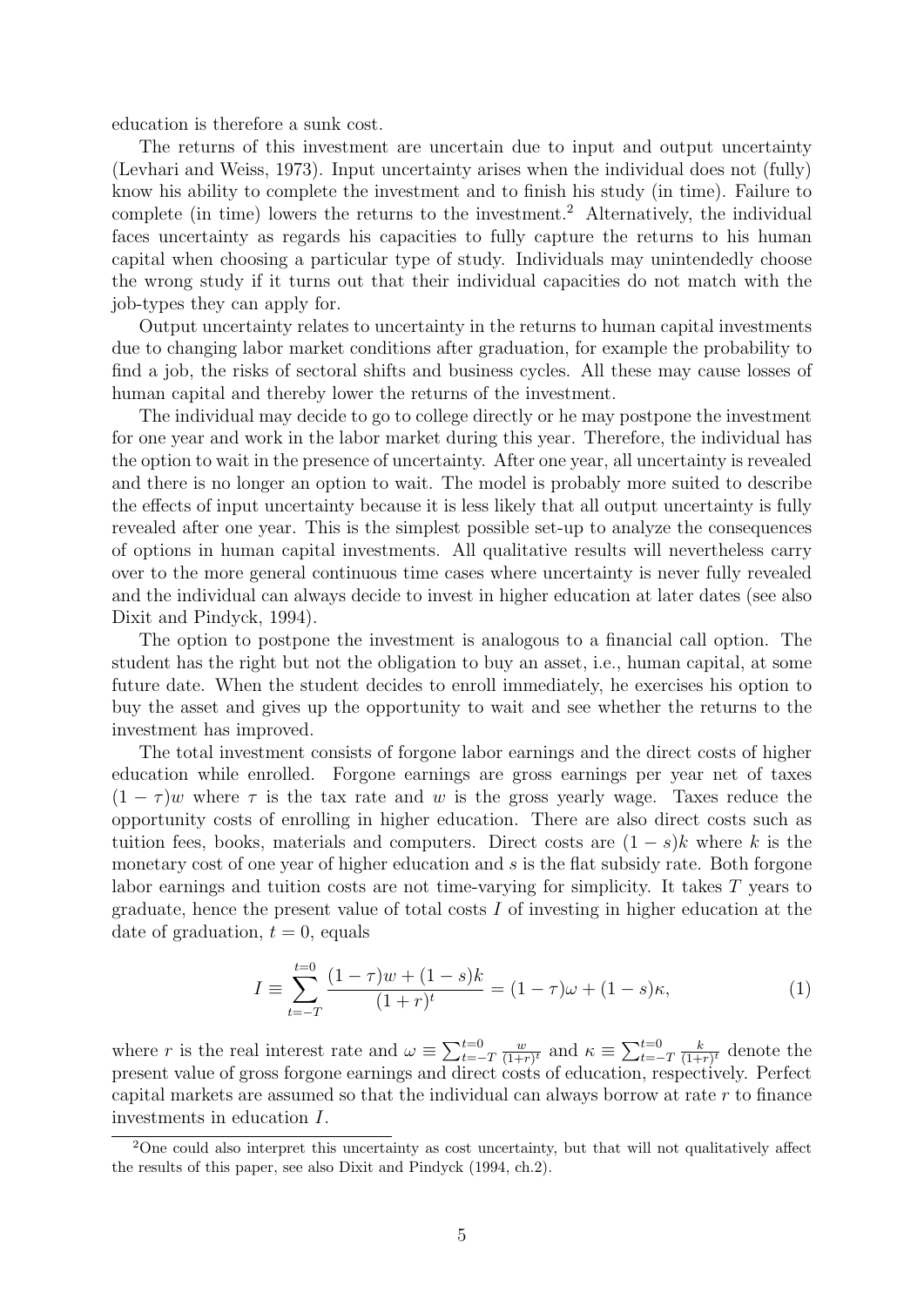education is therefore a sunk cost.

The returns of this investment are uncertain due to input and output uncertainty (Levhari and Weiss, 1973). Input uncertainty arises when the individual does not (fully) know his ability to complete the investment and to finish his study (in time). Failure to complete (in time) lowers the returns to the investment.[2] Alternatively, the individual faces uncertainty as regards his capacities to fully capture the returns to his human capital when choosing a particular type of study. Individuals may unintendedly choose the wrong study if it turns out that their individual capacities do not match with the job-types they can apply for.

Output uncertainty relates to uncertainty in the returns to human capital investments due to changing labor market conditions after graduation, for example the probability to find a job, the risks of sectoral shifts and business cycles. All these may cause losses of human capital and thereby lower the returns of the investment.

The individual may decide to go to college directly or he may postpone the investment for one year and work in the labor market during this year. Therefore, the individual has the option to wait in the presence of uncertainty. After one year, all uncertainty is revealed and there is no longer an option to wait. The model is probably more suited to describe the effects of input uncertainty because it is less likely that all output uncertainty is fully revealed after one year. This is the simplest possible set-up to analyze the consequences of options in human capital investments. All qualitative results will nevertheless carry over to the more general continuous time cases where uncertainty is never fully revealed and the individual can always decide to invest in higher education at later dates (see also Dixit and Pindyck, 1994).

The option to postpone the investment is analogous to a financial call option. The student has the right but not the obligation to buy an asset, i.e., human capital, at some future date. When the student decides to enroll immediately, he exercises his option to buy the asset and gives up the opportunity to wait and see whether the returns to the investment has improved.

The total investment consists of forgone labor earnings and the direct costs of higher education while enrolled. Forgone earnings are gross earnings per year net of taxes $(1-\tau)w$ where $\tau$ is the tax rate and $w$ is the gross yearly wage. Taxes reduce the opportunity costs of enrolling in higher education. There are also direct costs such as tuition fees, books, materials and computers. Direct costs are $(1-s)k$ where $k$ is the monetary cost of one year of higher education and $s$ is the flat subsidy rate. Both forgone labor earnings and tuition costs are not time-varying for simplicity. It takes $T$ years to graduate, hence the present value of total costs $I$ of investing in higher education at the date of graduation, $t=0$, equals

$$I \equiv \sum_{t=-T}^{t=0} \frac{(1-\tau)w + (1-s)k}{(1+r)^t} = (1-\tau)\omega + (1-s)\kappa, \tag{1}$$

where $r$ is the real interest rate and $\omega \equiv \sum_{t=-T}^{t=0} \frac{w}{(1+r)^t}$ and $\kappa \equiv \sum_{t=-T}^{t=0} \frac{k}{(1+r)^t}$ denote the present value of gross forgone earnings and direct costs of education, respectively. Perfect capital markets are assumed so that the individual can always borrow at rate $r$ to finance investments in education $I$.

[2] One could also interpret this uncertainty as cost uncertainty, but that will not qualitatively affect the results of this paper, see also Dixit and Pindyck (1994, ch.2).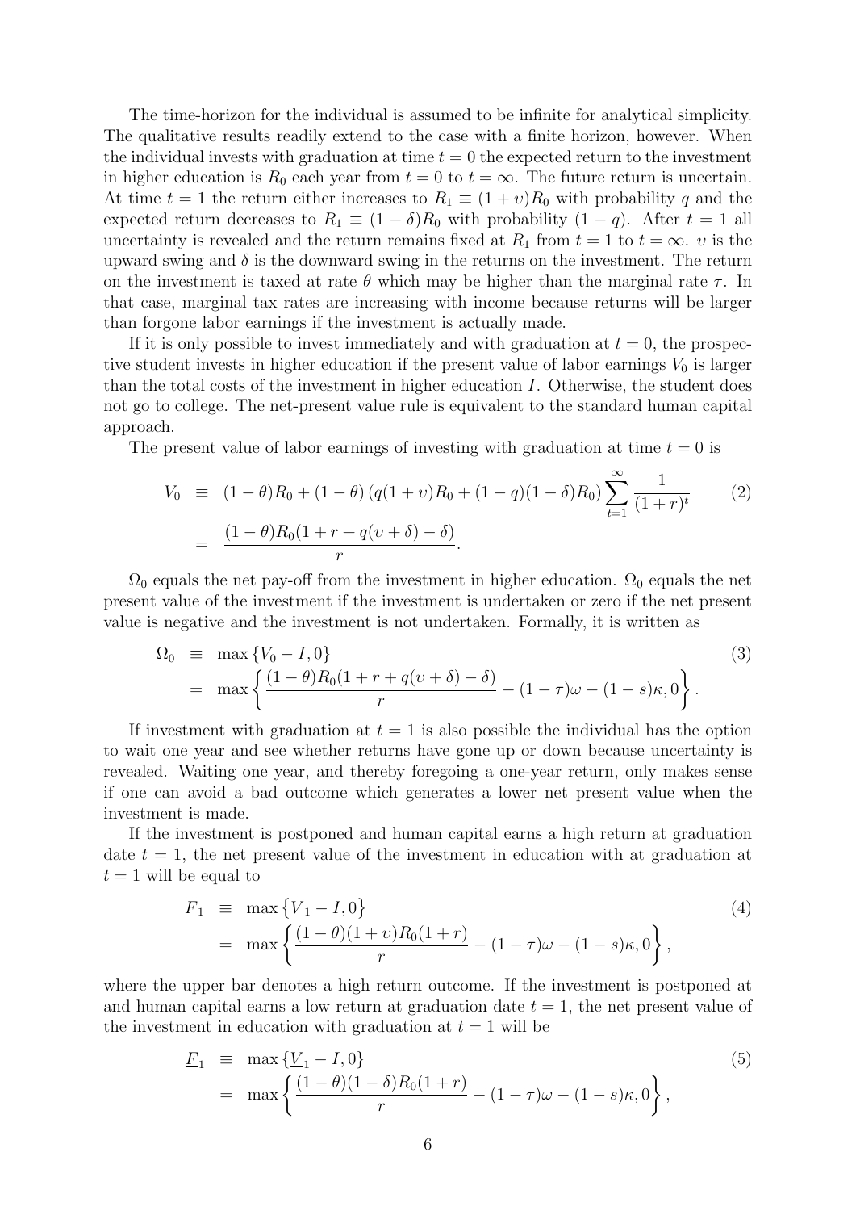The time-horizon for the individual is assumed to be infinite for analytical simplicity. The qualitative results readily extend to the case with a finite horizon, however. When the individual invests with graduation at time $t = 0$ the expected return to the investment in higher education is $R_0$ each year from $t = 0$ to $t = \infty$. The future return is uncertain. At time $t = 1$ the return either increases to $R_1 \equiv (1 + \upsilon)R_0$ with probability $q$ and the expected return decreases to $R_1 \equiv (1 - \delta)R_0$ with probability $(1 - q)$. After $t = 1$ all uncertainty is revealed and the return remains fixed at $R_1$ from $t = 1$ to $t = \infty$. $\upsilon$ is the upward swing and $\delta$ is the downward swing in the returns on the investment. The return on the investment is taxed at rate $\theta$ which may be higher than the marginal rate $\tau$. In that case, marginal tax rates are increasing with income because returns will be larger than forgone labor earnings if the investment is actually made.

If it is only possible to invest immediately and with graduation at $t = 0$, the prospective student invests in higher education if the present value of labor earnings $V_0$ is larger than the total costs of the investment in higher education $I$. Otherwise, the student does not go to college. The net-present value rule is equivalent to the standard human capital approach.

The present value of labor earnings of investing with graduation at time $t = 0$ is

$$
\begin{aligned}
V_0 &\equiv (1-\theta)R_0 + (1-\theta)\left(q(1+\upsilon)R_0 + (1-q)(1-\delta)R_0\right)\sum_{t=1}^{\infty}\frac{1}{(1+r)^t} \qquad (2)\\
&= \frac{(1-\theta)R_0(1+r+q(\upsilon+\delta)-\delta)}{r}.
\end{aligned}
$$

$\Omega_0$ equals the net pay-off from the investment in higher education. $\Omega_0$ equals the net present value of the investment if the investment is undertaken or zero if the net present value is negative and the investment is not undertaken. Formally, it is written as

$$
\begin{aligned}
\Omega_0 &\equiv \max\{V_0 - I, 0\} \qquad (3)\\
&= \max\left\{\frac{(1-\theta)R_0(1+r+q(\upsilon+\delta)-\delta)}{r} - (1-\tau)\omega - (1-s)\kappa, 0\right\}.
\end{aligned}
$$

If investment with graduation at $t = 1$ is also possible the individual has the option to wait one year and see whether returns have gone up or down because uncertainty is revealed. Waiting one year, and thereby foregoing a one-year return, only makes sense if one can avoid a bad outcome which generates a lower net present value when the investment is made.

If the investment is postponed and human capital earns a high return at graduation date $t = 1$, the net present value of the investment in education with at graduation at $t = 1$ will be equal to

$$
\begin{aligned}
\overline{F}_1 &\equiv \max\{\overline{V}_1 - I, 0\} \qquad (4)\\
&= \max\left\{\frac{(1-\theta)(1+\upsilon)R_0(1+r)}{r} - (1-\tau)\omega - (1-s)\kappa, 0\right\},
\end{aligned}
$$

where the upper bar denotes a high return outcome. If the investment is postponed at and human capital earns a low return at graduation date $t = 1$, the net present value of the investment in education with graduation at $t = 1$ will be

$$
\begin{aligned}
\underline{F}_1 &\equiv \max\{\underline{V}_1 - I, 0\} \qquad (5)\\
&= \max\left\{\frac{(1-\theta)(1-\delta)R_0(1+r)}{r} - (1-\tau)\omega - (1-s)\kappa, 0\right\},
\end{aligned}
$$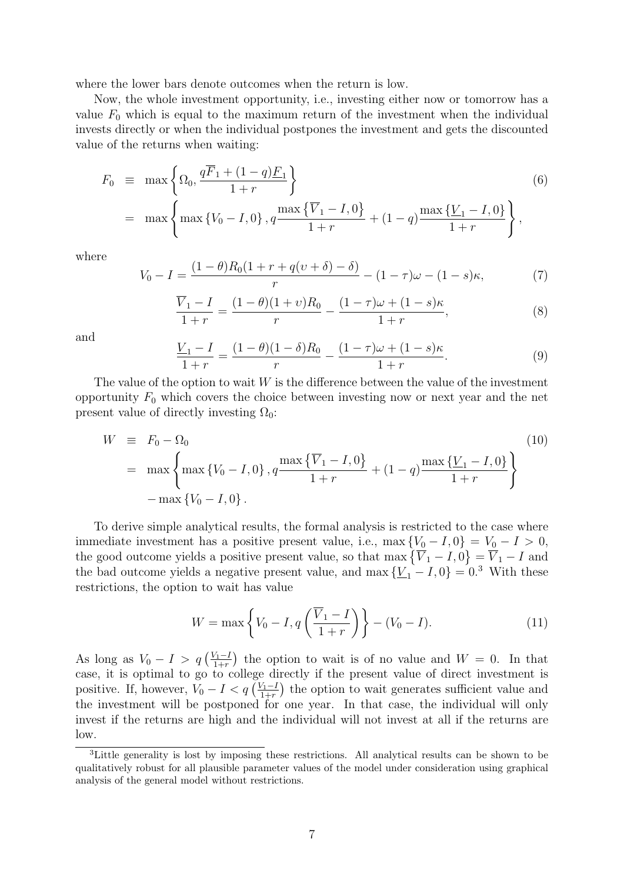where the lower bars denote outcomes when the return is low.

Now, the whole investment opportunity, i.e., investing either now or tomorrow has a value $F_0$ which is equal to the maximum return of the investment when the individual invests directly or when the individual postpones the investment and gets the discounted value of the returns when waiting:

$$
\begin{aligned}
F_0 &\equiv \max\left\{\Omega_0, \frac{q\overline{F}_1 + (1-q)\underline{F}_1}{1+r}\right\} \qquad (6) \\
&= \max\left\{\max\left\{V_0 - I, 0\right\}, q\frac{\max\left\{\overline{V}_1 - I, 0\right\}}{1+r} + (1-q)\frac{\max\left\{\underline{V}_1 - I, 0\right\}}{1+r}\right\},
\end{aligned}
$$

where

$$
V_0 - I = \frac{(1-\theta)R_0(1+r+q(\upsilon+\delta)-\delta)}{r} - (1-\tau)\omega - (1-s)\kappa, \qquad (7)
$$

$$
\frac{\overline{V}_1 - I}{1+r} = \frac{(1-\theta)(1+\upsilon)R_0}{r} - \frac{(1-\tau)\omega + (1-s)\kappa}{1+r}, \qquad (8)
$$

and

$$
\frac{\underline{V}_1 - I}{1+r} = \frac{(1-\theta)(1-\delta)R_0}{r} - \frac{(1-\tau)\omega + (1-s)\kappa}{1+r}. \qquad (9)
$$

The value of the option to wait $W$ is the difference between the value of the investment opportunity $F_0$ which covers the choice between investing now or next year and the net present value of directly investing $\Omega_0$:

$$
\begin{aligned}
W &\equiv F_0 - \Omega_0 \qquad (10) \\
&= \max\left\{\max\left\{V_0 - I, 0\right\}, q\frac{\max\left\{\overline{V}_1 - I, 0\right\}}{1+r} + (1-q)\frac{\max\left\{\underline{V}_1 - I, 0\right\}}{1+r}\right\} \\
&\quad - \max\left\{V_0 - I, 0\right\}.
\end{aligned}
$$

To derive simple analytical results, the formal analysis is restricted to the case where immediate investment has a positive present value, i.e., $\max\left\{V_0 - I, 0\right\} = V_0 - I > 0$, the good outcome yields a positive present value, so that $\max\left\{\overline{V}_1 - I, 0\right\} = \overline{V}_1 - I$ and the bad outcome yields a negative present value, and $\max\left\{\underline{V}_1 - I, 0\right\} = 0$.[3] With these restrictions, the option to wait has value

$$
W = \max\left\{V_0 - I, q\left(\frac{\overline{V}_1 - I}{1+r}\right)\right\} - (V_0 - I). \qquad (11)
$$

As long as $V_0 - I > q\left(\frac{V_1 - I}{1+r}\right)$ the option to wait is of no value and $W = 0$. In that case, it is optimal to go to college directly if the present value of direct investment is positive. If, however, $V_0 - I < q\left(\frac{V_1 - I}{1+r}\right)$ the option to wait generates sufficient value and the investment will be postponed for one year. In that case, the individual will only invest if the returns are high and the individual will not invest at all if the returns are low.

[3] Little generality is lost by imposing these restrictions. All analytical results can be shown to be qualitatively robust for all plausible parameter values of the model under consideration using graphical analysis of the general model without restrictions.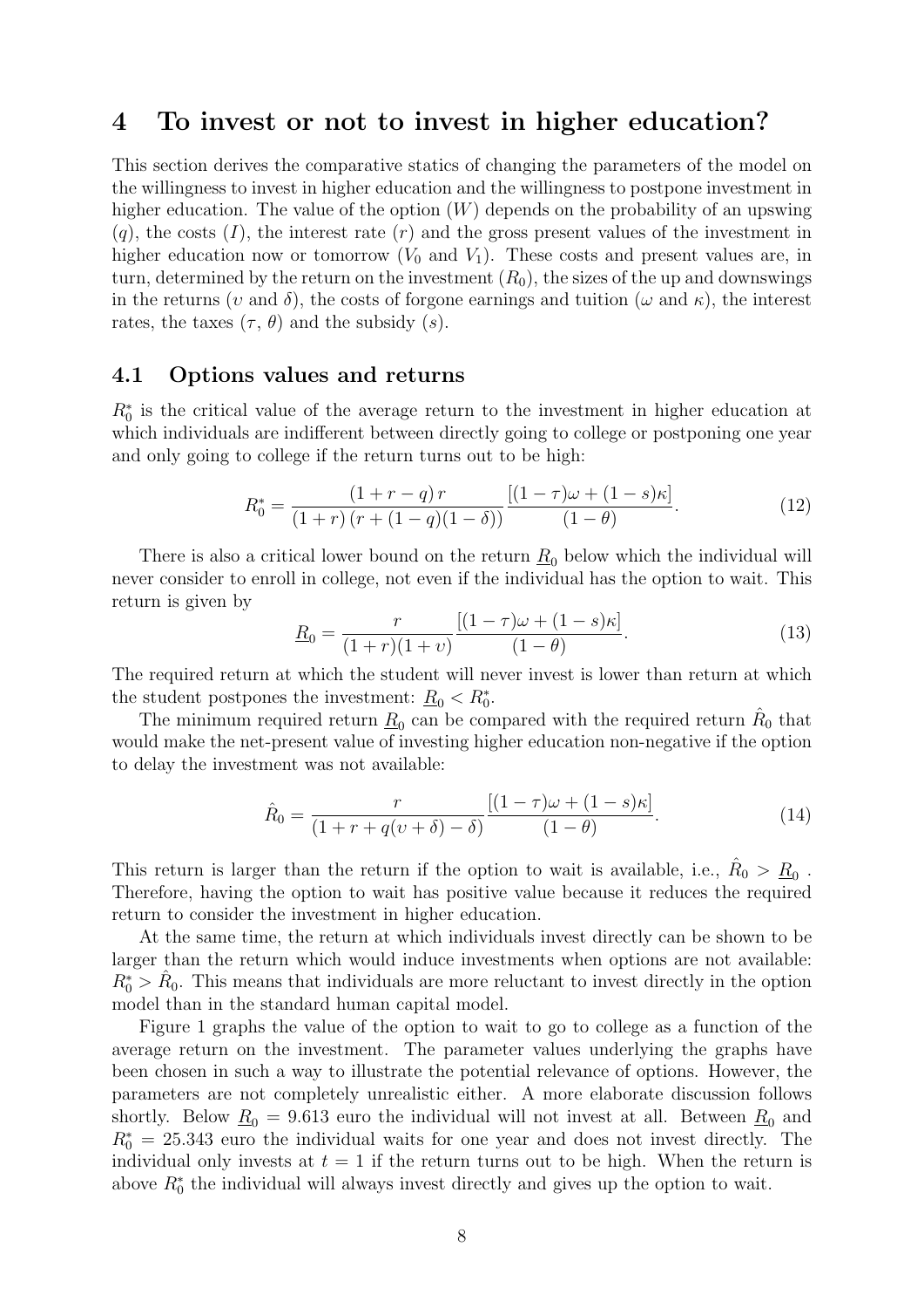## 4 To invest or not to invest in higher education?

This section derives the comparative statics of changing the parameters of the model on the willingness to invest in higher education and the willingness to postpone investment in higher education. The value of the option ($W$) depends on the probability of an upswing ($q$), the costs ($I$), the interest rate ($r$) and the gross present values of the investment in higher education now or tomorrow ($V_0$ and $V_1$). These costs and present values are, in turn, determined by the return on the investment ($R_0$), the sizes of the up and downswings in the returns ($\upsilon$ and $\delta$), the costs of forgone earnings and tuition ($\omega$ and $\kappa$), the interest rates, the taxes ($\tau$, $\theta$) and the subsidy ($s$).

### 4.1 Options values and returns

$R_0^*$ is the critical value of the average return to the investment in higher education at which individuals are indifferent between directly going to college or postponing one year and only going to college if the return turns out to be high:

$$R_0^* = \frac{(1+r-q)\,r}{(1+r)\,(r+(1-q)(1-\delta))}\frac{[(1-\tau)\omega + (1-s)\kappa]}{(1-\theta)}. \tag{12}$$

There is also a critical lower bound on the return $\underline{R}_0$ below which the individual will never consider to enroll in college, not even if the individual has the option to wait. This return is given by

$$\underline{R}_0 = \frac{r}{(1+r)(1+\upsilon)}\frac{[(1-\tau)\omega + (1-s)\kappa]}{(1-\theta)}. \tag{13}$$

The required return at which the student will never invest is lower than return at which the student postpones the investment: $\underline{R}_0 < R_0^*$.

The minimum required return $\underline{R}_0$ can be compared with the required return $\hat{R}_0$ that would make the net-present value of investing higher education non-negative if the option to delay the investment was not available:

$$\hat{R}_0 = \frac{r}{(1+r+q(\upsilon+\delta)-\delta)}\frac{[(1-\tau)\omega + (1-s)\kappa]}{(1-\theta)}. \tag{14}$$

This return is larger than the return if the option to wait is available, i.e., $\hat{R}_0 > \underline{R}_0$ . Therefore, having the option to wait has positive value because it reduces the required return to consider the investment in higher education.

At the same time, the return at which individuals invest directly can be shown to be larger than the return which would induce investments when options are not available: $R_0^* > \hat{R}_0$. This means that individuals are more reluctant to invest directly in the option model than in the standard human capital model.

Figure 1 graphs the value of the option to wait to go to college as a function of the average return on the investment. The parameter values underlying the graphs have been chosen in such a way to illustrate the potential relevance of options. However, the parameters are not completely unrealistic either. A more elaborate discussion follows shortly. Below $\underline{R}_0 = 9.613$ euro the individual will not invest at all. Between $\underline{R}_0$ and $R_0^* = 25.343$ euro the individual waits for one year and does not invest directly. The individual only invests at $t = 1$ if the return turns out to be high. When the return is above $R_0^*$ the individual will always invest directly and gives up the option to wait.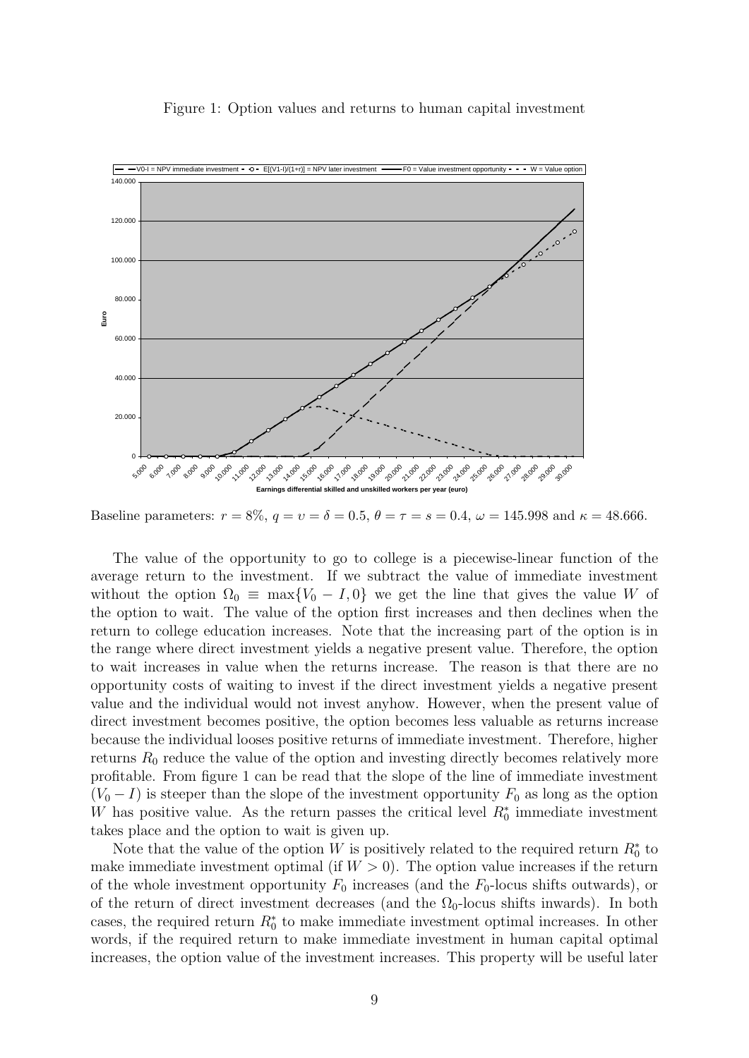Figure 1: Option values and returns to human capital investment

Baseline parameters: $r = 8\%$, $q = \upsilon = \delta = 0.5$, $\theta = \tau = s = 0.4$, $\omega = 145.998$ and $\kappa = 48.666$.

The value of the opportunity to go to college is a piecewise-linear function of the average return to the investment. If we subtract the value of immediate investment without the option $\Omega_0 \equiv \max\{V_0 - I, 0\}$ we get the line that gives the value $W$ of the option to wait. The value of the option first increases and then declines when the return to college education increases. Note that the increasing part of the option is in the range where direct investment yields a negative present value. Therefore, the option to wait increases in value when the returns increase. The reason is that there are no opportunity costs of waiting to invest if the direct investment yields a negative present value and the individual would not invest anyhow. However, when the present value of direct investment becomes positive, the option becomes less valuable as returns increase because the individual looses positive returns of immediate investment. Therefore, higher returns $R_0$ reduce the value of the option and investing directly becomes relatively more profitable. From figure 1 can be read that the slope of the line of immediate investment $(V_0 - I)$ is steeper than the slope of the investment opportunity $F_0$ as long as the option $W$ has positive value. As the return passes the critical level $R_0^*$ immediate investment takes place and the option to wait is given up.

Note that the value of the option $W$ is positively related to the required return $R_0^*$ to make immediate investment optimal (if $W > 0$). The option value increases if the return of the whole investment opportunity $F_0$ increases (and the $F_0$-locus shifts outwards), or of the return of direct investment decreases (and the $\Omega_0$-locus shifts inwards). In both cases, the required return $R_0^*$ to make immediate investment optimal increases. In other words, if the required return to make immediate investment in human capital optimal increases, the option value of the investment increases. This property will be useful later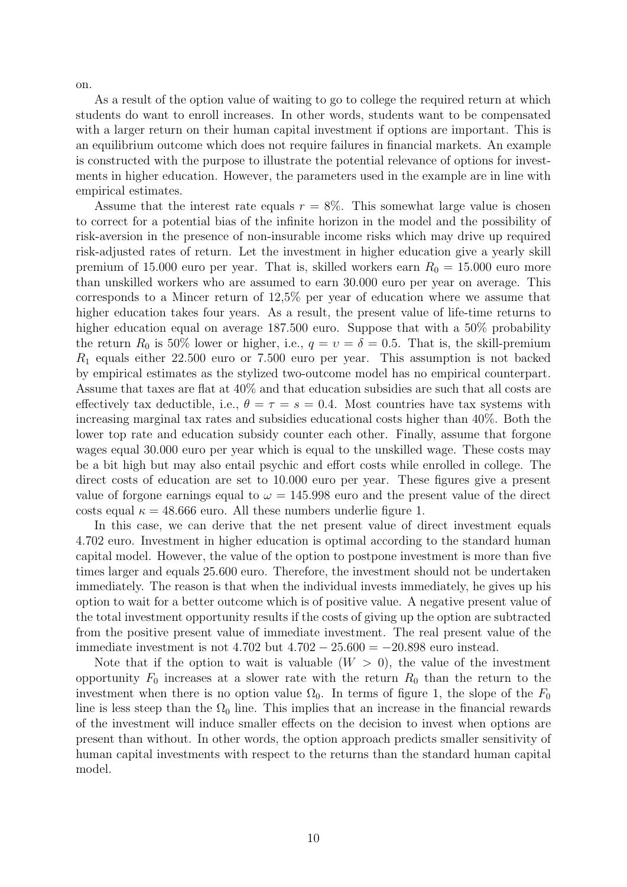on.

As a result of the option value of waiting to go to college the required return at which students do want to enroll increases. In other words, students want to be compensated with a larger return on their human capital investment if options are important. This is an equilibrium outcome which does not require failures in financial markets. An example is constructed with the purpose to illustrate the potential relevance of options for investments in higher education. However, the parameters used in the example are in line with empirical estimates.

Assume that the interest rate equals $r = 8\%$. This somewhat large value is chosen to correct for a potential bias of the infinite horizon in the model and the possibility of risk-aversion in the presence of non-insurable income risks which may drive up required risk-adjusted rates of return. Let the investment in higher education give a yearly skill premium of 15.000 euro per year. That is, skilled workers earn $R_0 = 15.000$ euro more than unskilled workers who are assumed to earn 30.000 euro per year on average. This corresponds to a Mincer return of 12,5% per year of education where we assume that higher education takes four years. As a result, the present value of life-time returns to higher education equal on average 187.500 euro. Suppose that with a 50% probability the return $R_0$ is 50% lower or higher, i.e., $q = \upsilon = \delta = 0.5$. That is, the skill-premium $R_1$ equals either 22.500 euro or 7.500 euro per year. This assumption is not backed by empirical estimates as the stylized two-outcome model has no empirical counterpart. Assume that taxes are flat at 40% and that education subsidies are such that all costs are effectively tax deductible, i.e., $\theta = \tau = s = 0.4$. Most countries have tax systems with increasing marginal tax rates and subsidies educational costs higher than 40%. Both the lower top rate and education subsidy counter each other. Finally, assume that forgone wages equal 30.000 euro per year which is equal to the unskilled wage. These costs may be a bit high but may also entail psychic and effort costs while enrolled in college. The direct costs of education are set to 10.000 euro per year. These figures give a present value of forgone earnings equal to $\omega = 145.998$ euro and the present value of the direct costs equal $\kappa = 48.666$ euro. All these numbers underlie figure 1.

In this case, we can derive that the net present value of direct investment equals 4.702 euro. Investment in higher education is optimal according to the standard human capital model. However, the value of the option to postpone investment is more than five times larger and equals 25.600 euro. Therefore, the investment should not be undertaken immediately. The reason is that when the individual invests immediately, he gives up his option to wait for a better outcome which is of positive value. A negative present value of the total investment opportunity results if the costs of giving up the option are subtracted from the positive present value of immediate investment. The real present value of the immediate investment is not 4.702 but $4.702 - 25.600 = -20.898$ euro instead.

Note that if the option to wait is valuable ($W > 0$), the value of the investment opportunity $F_0$ increases at a slower rate with the return $R_0$ than the return to the investment when there is no option value $\Omega_0$. In terms of figure 1, the slope of the $F_0$ line is less steep than the $\Omega_0$ line. This implies that an increase in the financial rewards of the investment will induce smaller effects on the decision to invest when options are present than without. In other words, the option approach predicts smaller sensitivity of human capital investments with respect to the returns than the standard human capital model.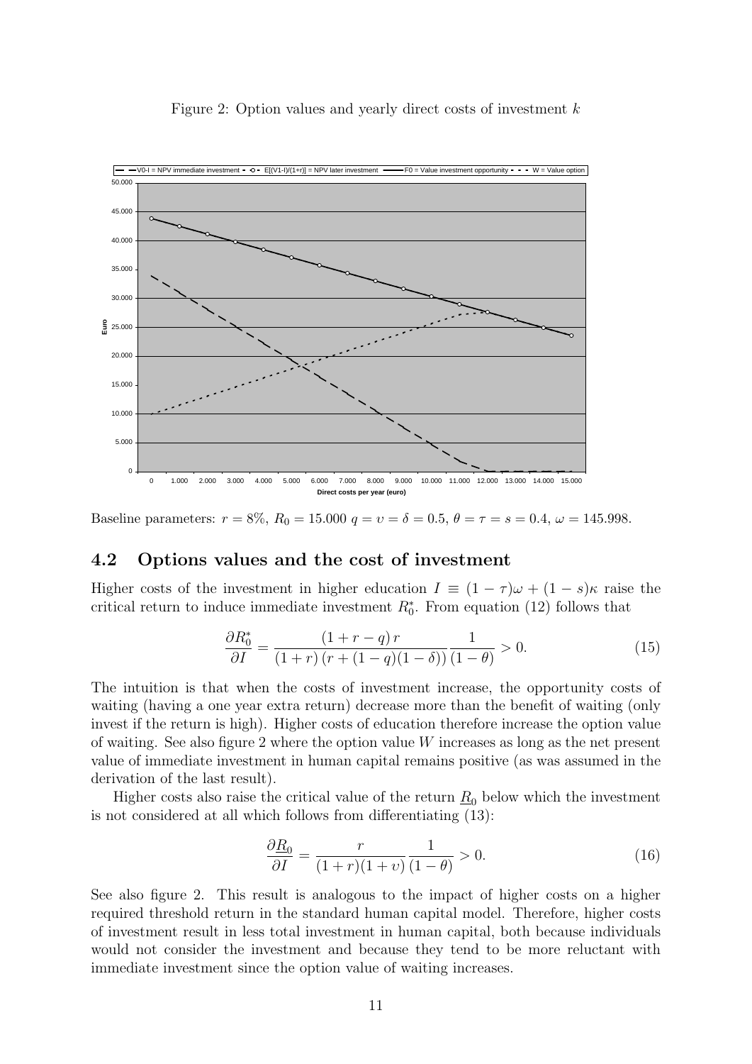Figure 2: Option values and yearly direct costs of investment $k$

Baseline parameters: $r = 8\%$, $R_0 = 15.000$ $q = \upsilon = \delta = 0.5$, $\theta = \tau = s = 0.4$, $\omega = 145.998$.

## 4.2 Options values and the cost of investment

Higher costs of the investment in higher education $I \equiv (1-\tau)\omega + (1-s)\kappa$ raise the critical return to induce immediate investment $R_0^*$. From equation (12) follows that

$$\frac{\partial R_0^*}{\partial I} = \frac{(1+r-q)\,r}{(1+r)\,(r+(1-q)(1-\delta))}\frac{1}{(1-\theta)} > 0. \tag{15}$$

The intuition is that when the costs of investment increase, the opportunity costs of waiting (having a one year extra return) decrease more than the benefit of waiting (only invest if the return is high). Higher costs of education therefore increase the option value of waiting. See also figure 2 where the option value $W$ increases as long as the net present value of immediate investment in human capital remains positive (as was assumed in the derivation of the last result).

Higher costs also raise the critical value of the return $\underline{R}_0$ below which the investment is not considered at all which follows from differentiating (13):

$$\frac{\partial \underline{R}_0}{\partial I} = \frac{r}{(1+r)(1+\upsilon)}\frac{1}{(1-\theta)} > 0. \tag{16}$$

See also figure 2. This result is analogous to the impact of higher costs on a higher required threshold return in the standard human capital model. Therefore, higher costs of investment result in less total investment in human capital, both because individuals would not consider the investment and because they tend to be more reluctant with immediate investment since the option value of waiting increases.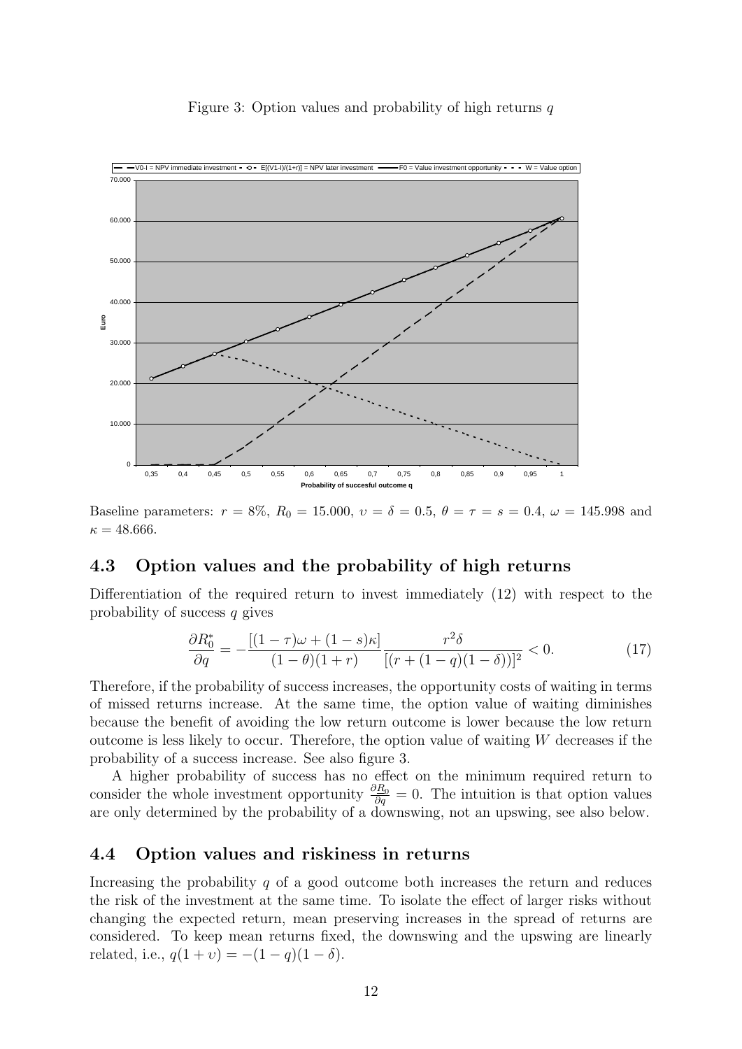Figure 3: Option values and probability of high returns $q$

Baseline parameters: $r = 8\%$, $R_0 = 15.000$, $\upsilon = \delta = 0.5$, $\theta = \tau = s = 0.4$, $\omega = 145.998$ and $\kappa = 48.666$.

### 4.3 Option values and the probability of high returns

Differentiation of the required return to invest immediately (12) with respect to the probability of success $q$ gives

$$\frac{\partial R_0^*}{\partial q} = -\frac{[(1-\tau)\omega + (1-s)\kappa]}{(1-\theta)(1+r)} \frac{r^2 \delta}{[(r + (1-q)(1-\delta))]^2} < 0. \tag{17}$$

Therefore, if the probability of success increases, the opportunity costs of waiting in terms of missed returns increase. At the same time, the option value of waiting diminishes because the benefit of avoiding the low return outcome is lower because the low return outcome is less likely to occur. Therefore, the option value of waiting $W$ decreases if the probability of a success increase. See also figure 3.

A higher probability of success has no effect on the minimum required return to consider the whole investment opportunity $\frac{\partial R_0}{\partial q} = 0$. The intuition is that option values are only determined by the probability of a downswing, not an upswing, see also below.

### 4.4 Option values and riskiness in returns

Increasing the probability $q$ of a good outcome both increases the return and reduces the risk of the investment at the same time. To isolate the effect of larger risks without changing the expected return, mean preserving increases in the spread of returns are considered. To keep mean returns fixed, the downswing and the upswing are linearly related, i.e., $q(1 + \upsilon) = -(1 - q)(1 - \delta)$.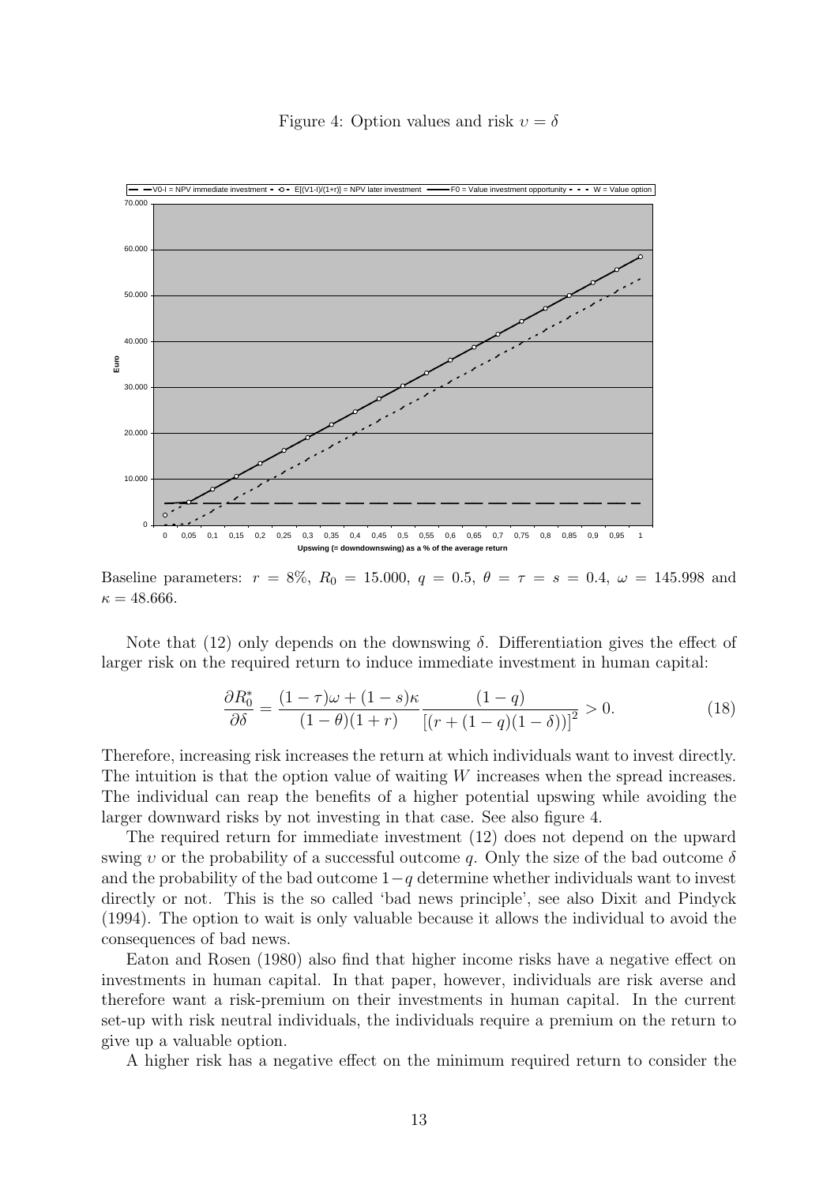Figure 4: Option values and risk $\upsilon = \delta$

Baseline parameters: $r = 8\%$, $R_0 = 15.000$, $q = 0.5$, $\theta = \tau = s = 0.4$, $\omega = 145.998$ and $\kappa = 48.666$.

Note that (12) only depends on the downswing $\delta$. Differentiation gives the effect of larger risk on the required return to induce immediate investment in human capital:

$$\frac{\partial R_0^*}{\partial \delta} = \frac{(1-\tau)\omega + (1-s)\kappa}{(1-\theta)(1+r)} \frac{(1-q)}{\left[(r + (1-q)(1-\delta))\right]^2} > 0. \tag{18}$$

Therefore, increasing risk increases the return at which individuals want to invest directly. The intuition is that the option value of waiting $W$ increases when the spread increases. The individual can reap the benefits of a higher potential upswing while avoiding the larger downward risks by not investing in that case. See also figure 4.

The required return for immediate investment (12) does not depend on the upward swing $\upsilon$ or the probability of a successful outcome $q$. Only the size of the bad outcome $\delta$ and the probability of the bad outcome $1-q$ determine whether individuals want to invest directly or not. This is the so called 'bad news principle', see also Dixit and Pindyck (1994). The option to wait is only valuable because it allows the individual to avoid the consequences of bad news.

Eaton and Rosen (1980) also find that higher income risks have a negative effect on investments in human capital. In that paper, however, individuals are risk averse and therefore want a risk-premium on their investments in human capital. In the current set-up with risk neutral individuals, the individuals require a premium on the return to give up a valuable option.

A higher risk has a negative effect on the minimum required return to consider the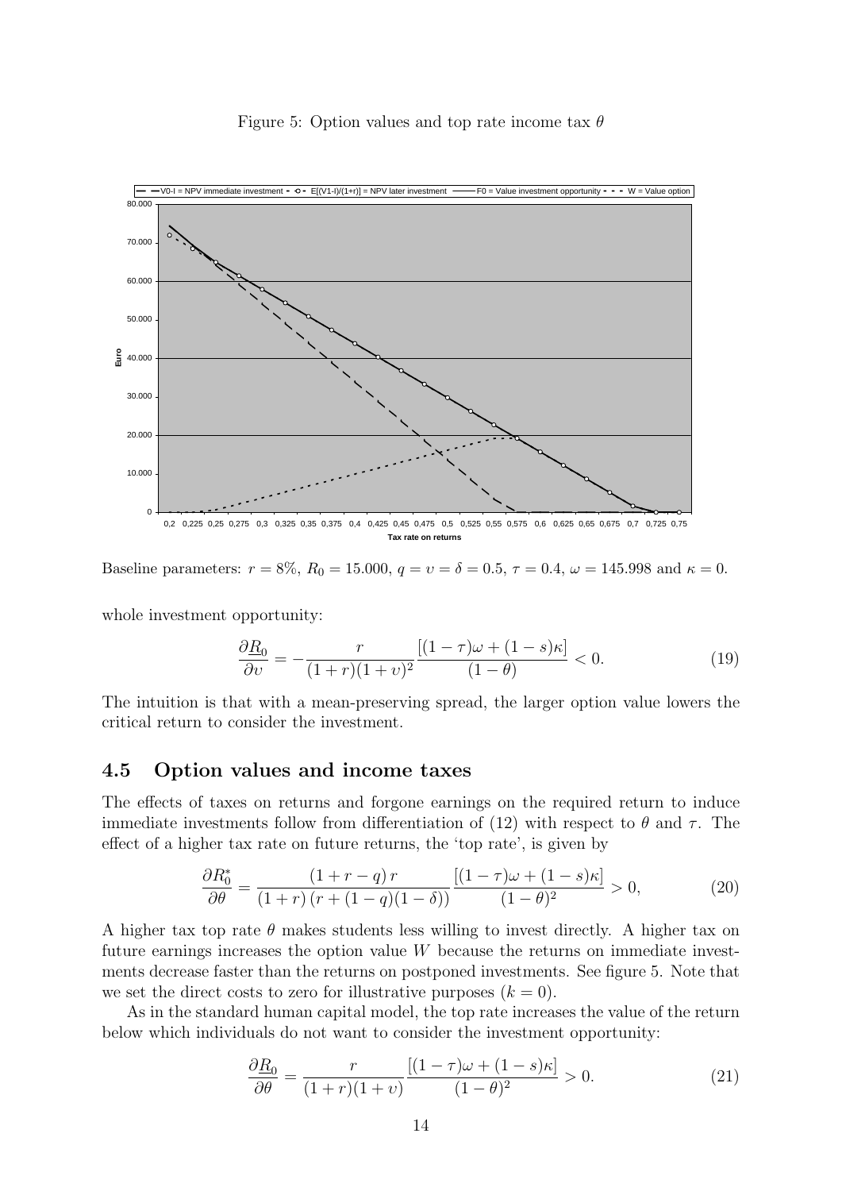Figure 5: Option values and top rate income tax $\theta$

Baseline parameters: $r = 8\%$, $R_0 = 15.000$, $q = \upsilon = \delta = 0.5$, $\tau = 0.4$, $\omega = 145.998$ and $\kappa = 0$.

whole investment opportunity:

$$\frac{\partial \underline{R}_0}{\partial \upsilon} = -\frac{r}{(1+r)(1+\upsilon)^2} \frac{[(1-\tau)\omega + (1-s)\kappa]}{(1-\theta)} < 0. \tag{19}$$

The intuition is that with a mean-preserving spread, the larger option value lowers the critical return to consider the investment.

## 4.5 Option values and income taxes

The effects of taxes on returns and forgone earnings on the required return to induce immediate investments follow from differentiation of (12) with respect to $\theta$ and $\tau$. The effect of a higher tax rate on future returns, the 'top rate', is given by

$$\frac{\partial R_0^*}{\partial \theta} = \frac{(1+r-q)\,r}{(1+r)\,(r+(1-q)(1-\delta))} \frac{[(1-\tau)\omega + (1-s)\kappa]}{(1-\theta)^2} > 0, \tag{20}$$

A higher tax top rate $\theta$ makes students less willing to invest directly. A higher tax on future earnings increases the option value $W$ because the returns on immediate investments decrease faster than the returns on postponed investments. See figure 5. Note that we set the direct costs to zero for illustrative purposes ($k = 0$).

As in the standard human capital model, the top rate increases the value of the return below which individuals do not want to consider the investment opportunity:

$$\frac{\partial \underline{R}_0}{\partial \theta} = \frac{r}{(1+r)(1+\upsilon)} \frac{[(1-\tau)\omega + (1-s)\kappa]}{(1-\theta)^2} > 0. \tag{21}$$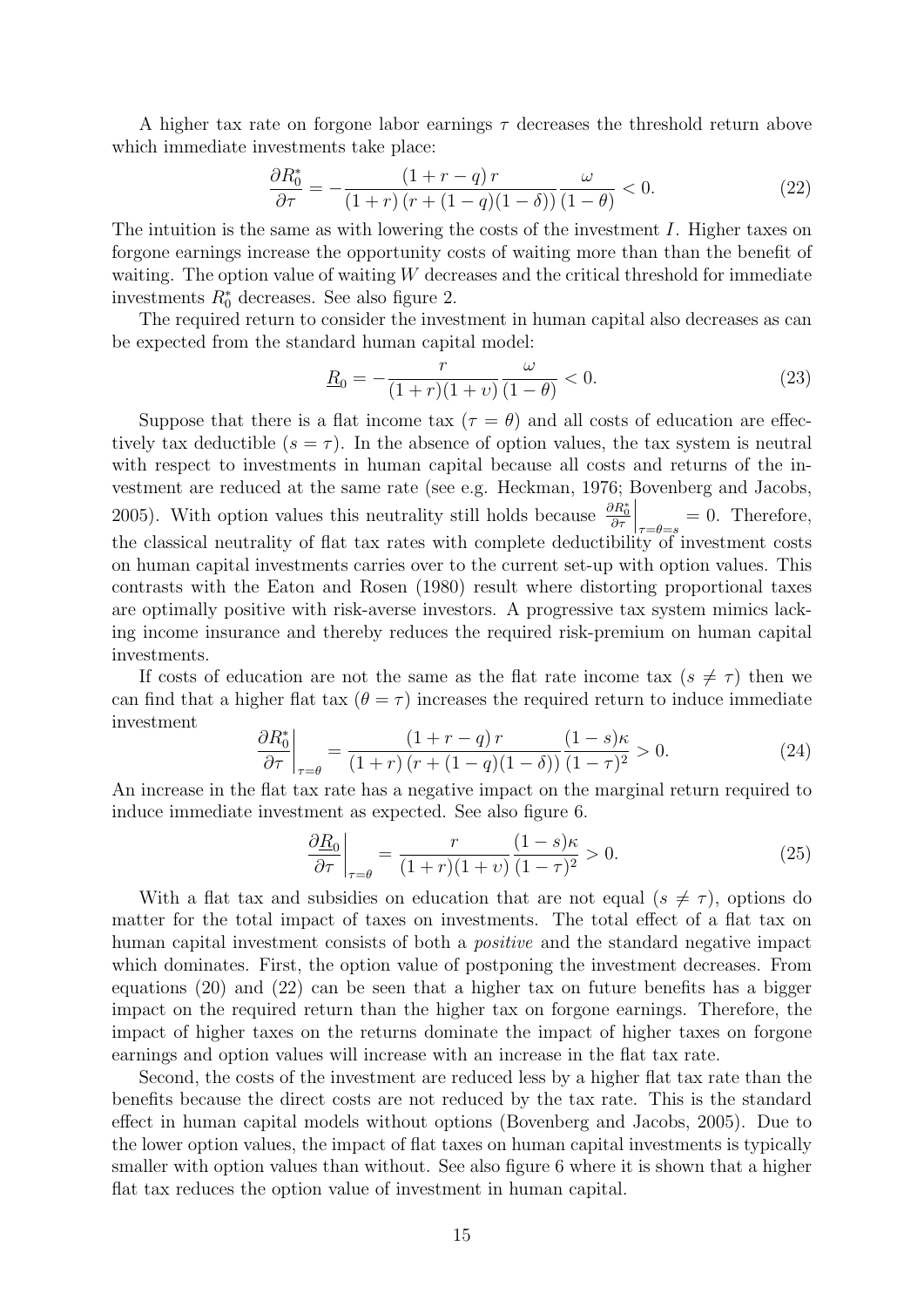A higher tax rate on forgone labor earnings $\tau$ decreases the threshold return above which immediate investments take place:

$$\frac{\partial R_0^*}{\partial \tau} = -\frac{(1+r-q)\,r}{(1+r)\,(r+(1-q)(1-\delta))}\frac{\omega}{(1-\theta)} < 0. \tag{22}$$

The intuition is the same as with lowering the costs of the investment $I$. Higher taxes on forgone earnings increase the opportunity costs of waiting more than than the benefit of waiting. The option value of waiting $W$ decreases and the critical threshold for immediate investments $R_0^*$ decreases. See also figure 2.

The required return to consider the investment in human capital also decreases as can be expected from the standard human capital model:

$$\underline{R}_0 = -\frac{r}{(1+r)(1+\upsilon)}\frac{\omega}{(1-\theta)} < 0. \tag{23}$$

Suppose that there is a flat income tax ($\tau = \theta$) and all costs of education are effectively tax deductible ($s = \tau$). In the absence of option values, the tax system is neutral with respect to investments in human capital because all costs and returns of the investment are reduced at the same rate (see e.g. Heckman, 1976; Bovenberg and Jacobs, 2005). With option values this neutrality still holds because $\left.\frac{\partial R_0^*}{\partial \tau}\right|_{\tau=\theta=s} = 0$. Therefore, the classical neutrality of flat tax rates with complete deductibility of investment costs on human capital investments carries over to the current set-up with option values. This contrasts with the Eaton and Rosen (1980) result where distorting proportional taxes are optimally positive with risk-averse investors. A progressive tax system mimics lacking income insurance and thereby reduces the required risk-premium on human capital investments.

If costs of education are not the same as the flat rate income tax ($s \neq \tau$) then we can find that a higher flat tax ($\theta = \tau$) increases the required return to induce immediate investment

$$\left.\frac{\partial R_0^*}{\partial \tau}\right|_{\tau=\theta} = \frac{(1+r-q)\,r}{(1+r)\,(r+(1-q)(1-\delta))}\frac{(1-s)\kappa}{(1-\tau)^2} > 0. \tag{24}$$

An increase in the flat tax rate has a negative impact on the marginal return required to induce immediate investment as expected. See also figure 6.

$$\left.\frac{\partial \underline{R}_0}{\partial \tau}\right|_{\tau=\theta} = \frac{r}{(1+r)(1+\upsilon)}\frac{(1-s)\kappa}{(1-\tau)^2} > 0. \tag{25}$$

With a flat tax and subsidies on education that are not equal ($s \neq \tau$), options do matter for the total impact of taxes on investments. The total effect of a flat tax on human capital investment consists of both a *positive* and the standard negative impact which dominates. First, the option value of postponing the investment decreases. From equations (20) and (22) can be seen that a higher tax on future benefits has a bigger impact on the required return than the higher tax on forgone earnings. Therefore, the impact of higher taxes on the returns dominate the impact of higher taxes on forgone earnings and option values will increase with an increase in the flat tax rate.

Second, the costs of the investment are reduced less by a higher flat tax rate than the benefits because the direct costs are not reduced by the tax rate. This is the standard effect in human capital models without options (Bovenberg and Jacobs, 2005). Due to the lower option values, the impact of flat taxes on human capital investments is typically smaller with option values than without. See also figure 6 where it is shown that a higher flat tax reduces the option value of investment in human capital.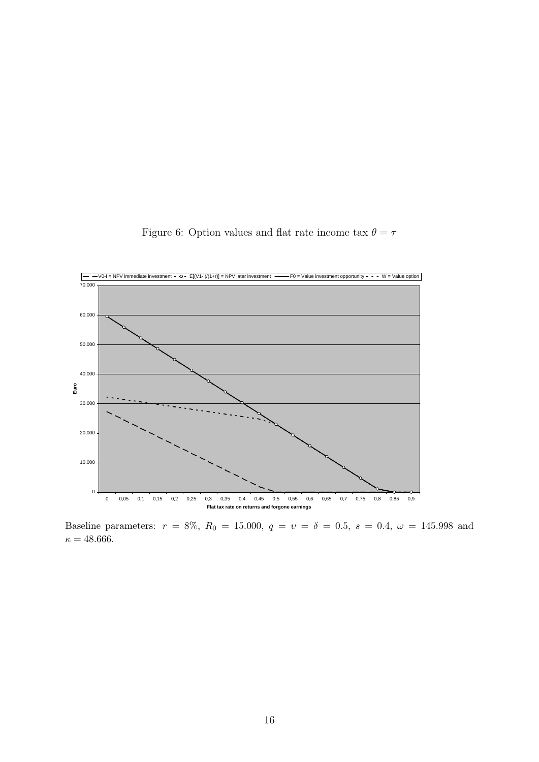Figure 6: Option values and flat rate income tax $\theta = \tau$

Baseline parameters: $r = 8\%$, $R_0 = 15.000$, $q = \upsilon = \delta = 0.5$, $s = 0.4$, $\omega = 145.998$ and $\kappa = 48.666$.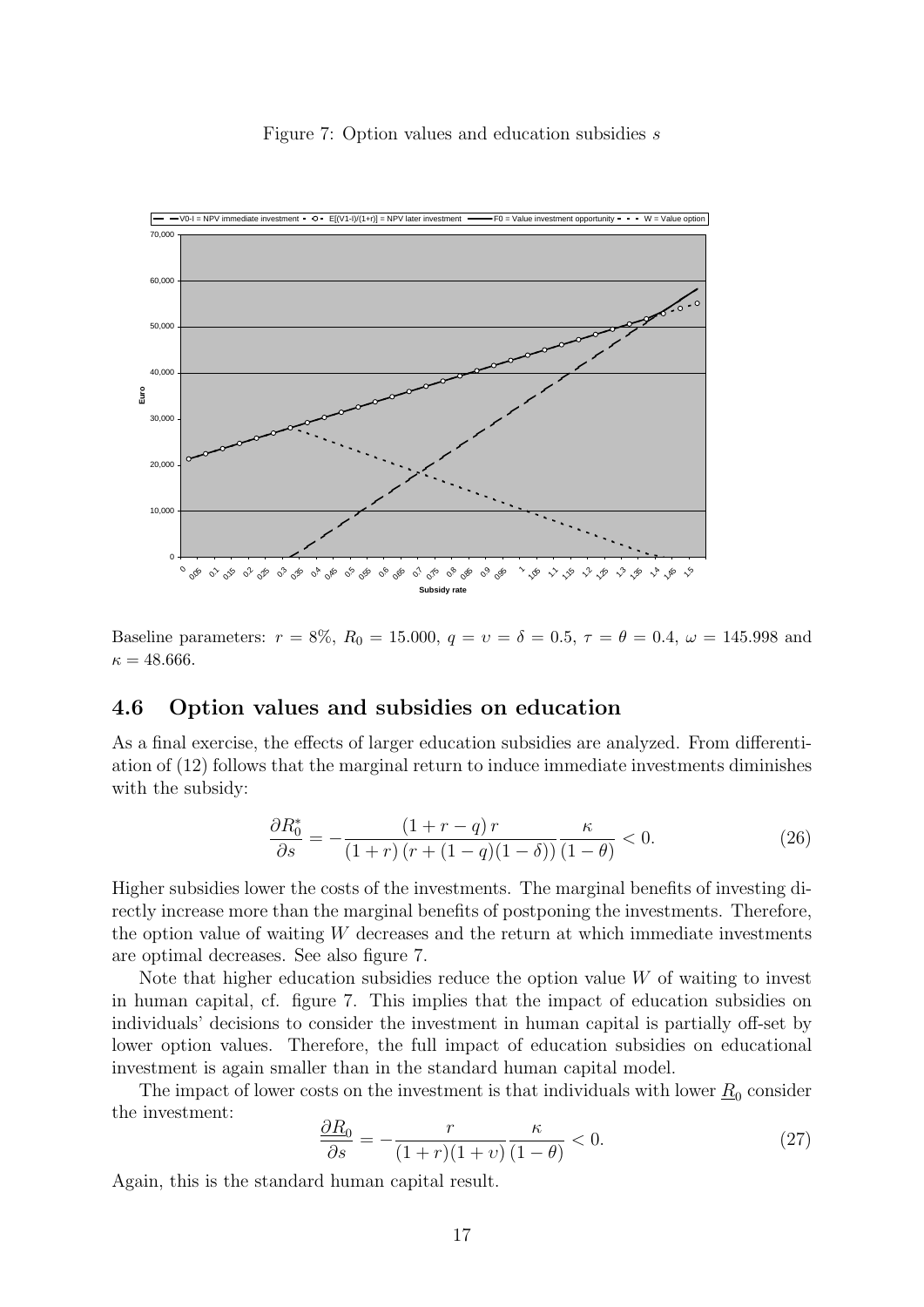Figure 7: Option values and education subsidies $s$

Baseline parameters: $r = 8\%$, $R_0 = 15.000$, $q = \upsilon = \delta = 0.5$, $\tau = \theta = 0.4$, $\omega = 145.998$ and $\kappa = 48.666$.

## 4.6 Option values and subsidies on education

As a final exercise, the effects of larger education subsidies are analyzed. From differentiation of (12) follows that the marginal return to induce immediate investments diminishes with the subsidy:

$$\frac{\partial R_0^*}{\partial s} = -\frac{(1+r-q)\,r}{(1+r)\,(r+(1-q)(1-\delta))}\frac{\kappa}{(1-\theta)} < 0. \tag{26}$$

Higher subsidies lower the costs of the investments. The marginal benefits of investing directly increase more than the marginal benefits of postponing the investments. Therefore, the option value of waiting $W$ decreases and the return at which immediate investments are optimal decreases. See also figure 7.

Note that higher education subsidies reduce the option value $W$ of waiting to invest in human capital, cf. figure 7. This implies that the impact of education subsidies on individuals' decisions to consider the investment in human capital is partially off-set by lower option values. Therefore, the full impact of education subsidies on educational investment is again smaller than in the standard human capital model.

The impact of lower costs on the investment is that individuals with lower $\underline{R}_0$ consider the investment:

$$\frac{\partial \underline{R}_0}{\partial s} = -\frac{r}{(1+r)(1+\upsilon)}\frac{\kappa}{(1-\theta)} < 0. \tag{27}$$

Again, this is the standard human capital result.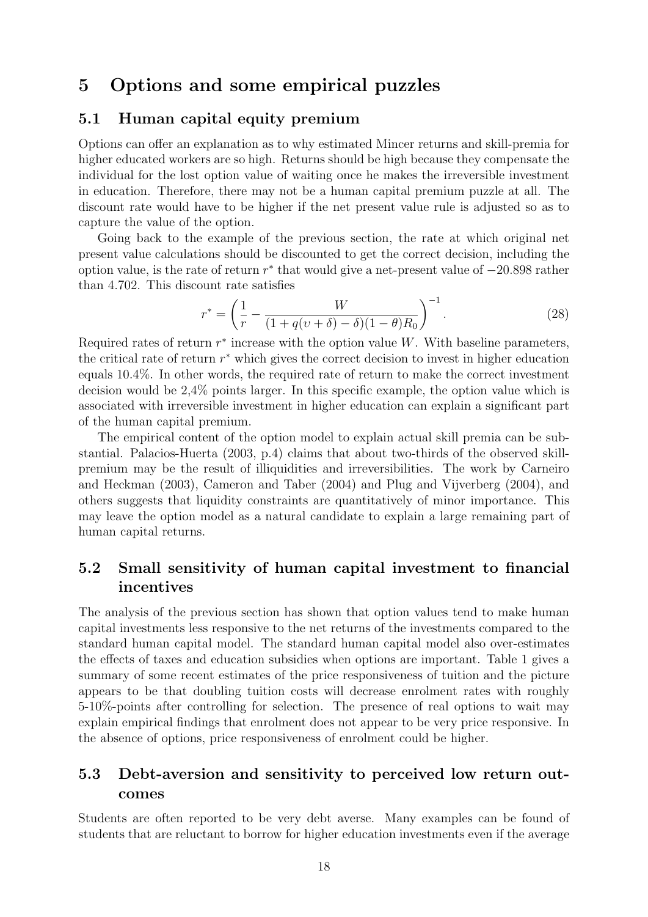# 5 Options and some empirical puzzles

## 5.1 Human capital equity premium

Options can offer an explanation as to why estimated Mincer returns and skill-premia for higher educated workers are so high. Returns should be high because they compensate the individual for the lost option value of waiting once he makes the irreversible investment in education. Therefore, there may not be a human capital premium puzzle at all. The discount rate would have to be higher if the net present value rule is adjusted so as to capture the value of the option.

Going back to the example of the previous section, the rate at which original net present value calculations should be discounted to get the correct decision, including the option value, is the rate of return $r^*$ that would give a net-present value of $-20.898$ rather than 4.702. This discount rate satisfies

$$r^* = \left( \frac{1}{r} - \frac{W}{(1 + q(\upsilon + \delta) - \delta)(1 - \theta)R_0} \right)^{-1}. \tag{28}$$

Required rates of return $r^*$ increase with the option value $W$. With baseline parameters, the critical rate of return $r^*$ which gives the correct decision to invest in higher education equals 10.4%. In other words, the required rate of return to make the correct investment decision would be 2,4% points larger. In this specific example, the option value which is associated with irreversible investment in higher education can explain a significant part of the human capital premium.

The empirical content of the option model to explain actual skill premia can be substantial. Palacios-Huerta (2003, p.4) claims that about two-thirds of the observed skill-premium may be the result of illiquidities and irreversibilities. The work by Carneiro and Heckman (2003), Cameron and Taber (2004) and Plug and Vijverberg (2004), and others suggests that liquidity constraints are quantitatively of minor importance. This may leave the option model as a natural candidate to explain a large remaining part of human capital returns.

## 5.2 Small sensitivity of human capital investment to financial incentives

The analysis of the previous section has shown that option values tend to make human capital investments less responsive to the net returns of the investments compared to the standard human capital model. The standard human capital model also over-estimates the effects of taxes and education subsidies when options are important. Table 1 gives a summary of some recent estimates of the price responsiveness of tuition and the picture appears to be that doubling tuition costs will decrease enrolment rates with roughly 5-10%-points after controlling for selection. The presence of real options to wait may explain empirical findings that enrolment does not appear to be very price responsive. In the absence of options, price responsiveness of enrolment could be higher.

## 5.3 Debt-aversion and sensitivity to perceived low return outcomes

Students are often reported to be very debt averse. Many examples can be found of students that are reluctant to borrow for higher education investments even if the average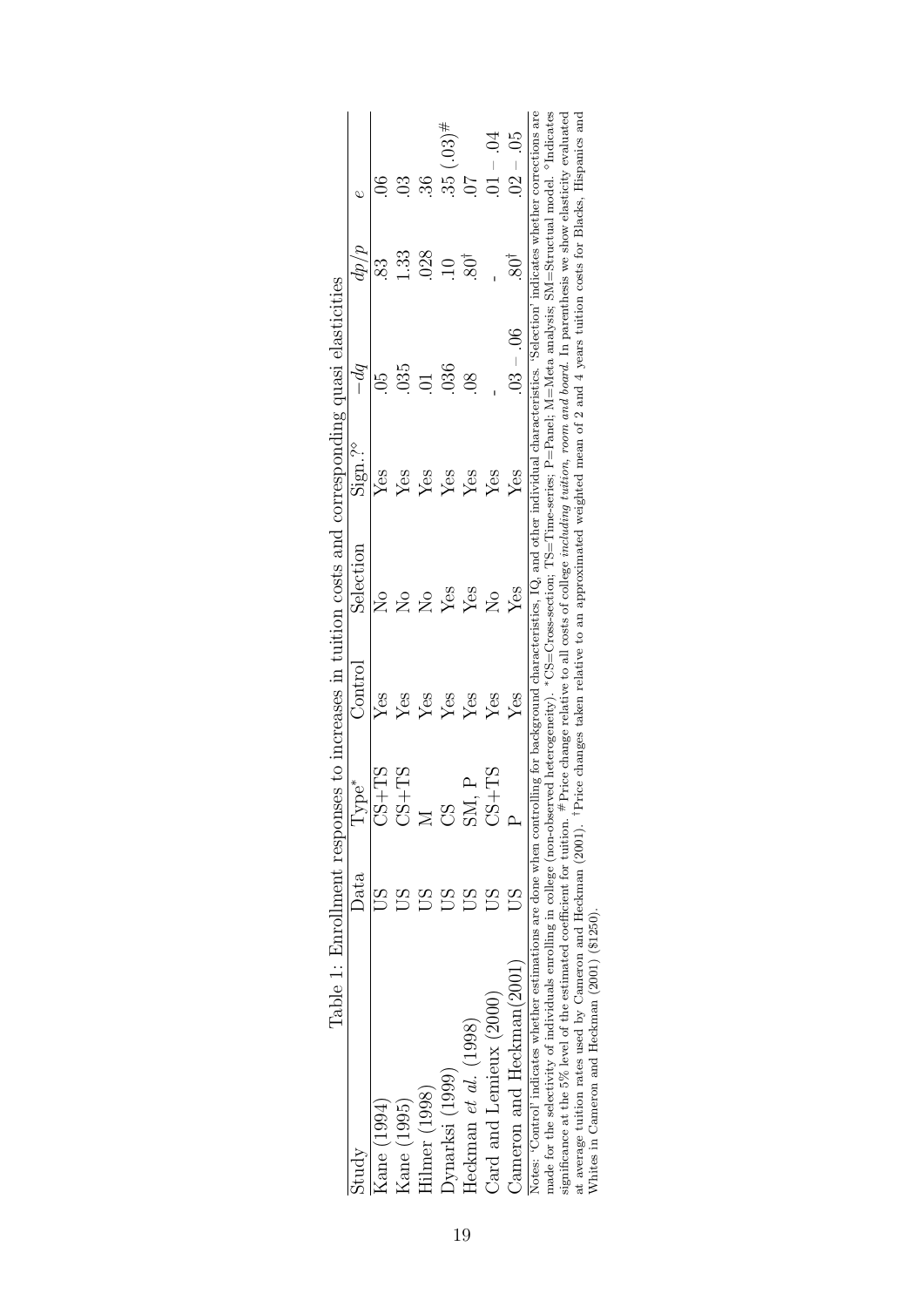Table 1: Enrollment responses to increases in tuition costs and corresponding quasi elasticities

| Study | Data | Type* | Control | Selection | Sign.?° | $-dq$ | $dp/p$ | $e$ |
|---|---|---|---|---|---|---|---|---|
| Kane (1994) | US | CS+TS | Yes | No | Yes | .05 | .83 | .06 |
| Kane (1995) | US | CS+TS | Yes | No | Yes | .035 | 1.33 | .03 |
| Hilmer (1998) | US | M | Yes | No | Yes | .01 | .028 | .36 |
| Dynarksi (1999) | US | CS | Yes | Yes | Yes | .036 | .10 | .35 (.03)$^{\#}$ |
| Heckman *et al.* (1998) | US | SM, P | Yes | Yes | Yes | .08 | .80$^{\dagger}$ | .07 |
| Card and Lemieux (2000) | US | CS+TS | Yes | No | Yes | - | - | $.01-.04$ |
| Cameron and Heckman(2001) | US | P | Yes | Yes | Yes | $.03-.06$ | .80$^{\dagger}$ | $.02-.05$ |

Notes: 'Control' indicates whether estimations are done when controlling for background characteristics, IQ, and other individual characteristics. 'Selection' indicates whether corrections are made for the selectivity of individuals enrolling in college (non-observed heterogeneity). *CS=Cross-section; TS=Time-series; P=Panel; M=Meta analysis; SM=Structual model. °Indicates significance at the 5% level of the estimated coefficient for tuition. #Price change relative to all costs of college *including tuition, room and board*. In parenthesis we show elasticity evaluated at average tuition rates used by Cameron and Heckman (2001). †Price changes taken relative to an approximated weighted mean of 2 and 4 years tuition costs for Blacks, Hispanics and Whites in Cameron and Heckman (2001) ($1250).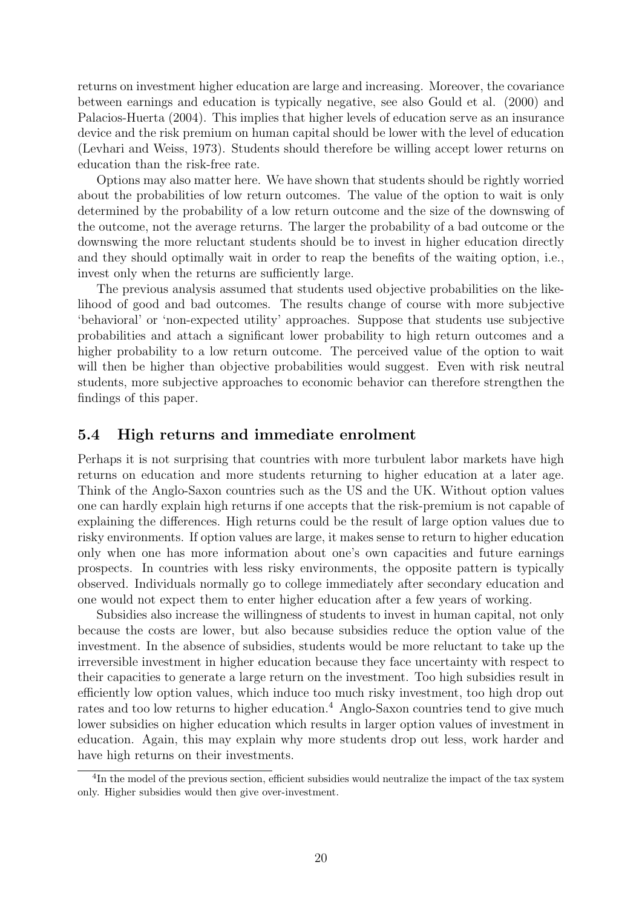returns on investment higher education are large and increasing. Moreover, the covariance between earnings and education is typically negative, see also Gould et al. (2000) and Palacios-Huerta (2004). This implies that higher levels of education serve as an insurance device and the risk premium on human capital should be lower with the level of education (Levhari and Weiss, 1973). Students should therefore be willing accept lower returns on education than the risk-free rate.

Options may also matter here. We have shown that students should be rightly worried about the probabilities of low return outcomes. The value of the option to wait is only determined by the probability of a low return outcome and the size of the downswing of the outcome, not the average returns. The larger the probability of a bad outcome or the downswing the more reluctant students should be to invest in higher education directly and they should optimally wait in order to reap the benefits of the waiting option, i.e., invest only when the returns are sufficiently large.

The previous analysis assumed that students used objective probabilities on the likelihood of good and bad outcomes. The results change of course with more subjective 'behavioral' or 'non-expected utility' approaches. Suppose that students use subjective probabilities and attach a significant lower probability to high return outcomes and a higher probability to a low return outcome. The perceived value of the option to wait will then be higher than objective probabilities would suggest. Even with risk neutral students, more subjective approaches to economic behavior can therefore strengthen the findings of this paper.

## 5.4 High returns and immediate enrolment

Perhaps it is not surprising that countries with more turbulent labor markets have high returns on education and more students returning to higher education at a later age. Think of the Anglo-Saxon countries such as the US and the UK. Without option values one can hardly explain high returns if one accepts that the risk-premium is not capable of explaining the differences. High returns could be the result of large option values due to risky environments. If option values are large, it makes sense to return to higher education only when one has more information about one's own capacities and future earnings prospects. In countries with less risky environments, the opposite pattern is typically observed. Individuals normally go to college immediately after secondary education and one would not expect them to enter higher education after a few years of working.

Subsidies also increase the willingness of students to invest in human capital, not only because the costs are lower, but also because subsidies reduce the option value of the investment. In the absence of subsidies, students would be more reluctant to take up the irreversible investment in higher education because they face uncertainty with respect to their capacities to generate a large return on the investment. Too high subsidies result in efficiently low option values, which induce too much risky investment, too high drop out rates and too low returns to higher education.[4] Anglo-Saxon countries tend to give much lower subsidies on higher education which results in larger option values of investment in education. Again, this may explain why more students drop out less, work harder and have high returns on their investments.

[4] In the model of the previous section, efficient subsidies would neutralize the impact of the tax system only. Higher subsidies would then give over-investment.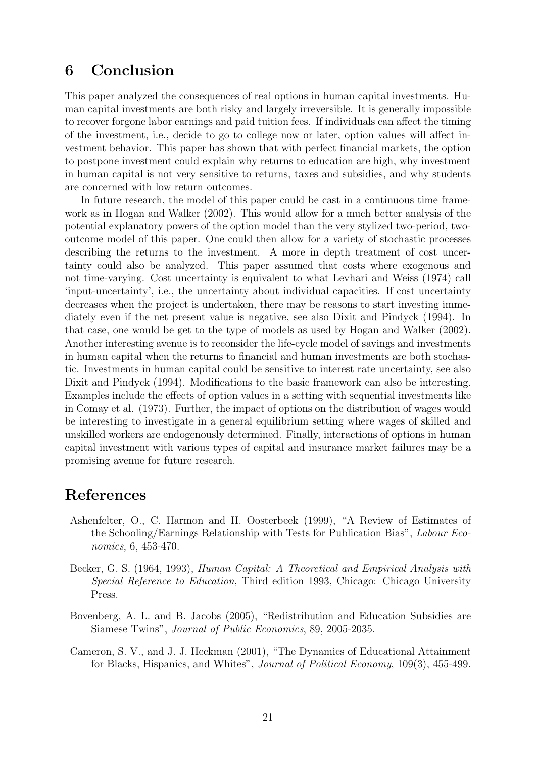## 6 Conclusion

This paper analyzed the consequences of real options in human capital investments. Human capital investments are both risky and largely irreversible. It is generally impossible to recover forgone labor earnings and paid tuition fees. If individuals can affect the timing of the investment, i.e., decide to go to college now or later, option values will affect investment behavior. This paper has shown that with perfect financial markets, the option to postpone investment could explain why returns to education are high, why investment in human capital is not very sensitive to returns, taxes and subsidies, and why students are concerned with low return outcomes.

In future research, the model of this paper could be cast in a continuous time framework as in Hogan and Walker (2002). This would allow for a much better analysis of the potential explanatory powers of the option model than the very stylized two-period, two-outcome model of this paper. One could then allow for a variety of stochastic processes describing the returns to the investment. A more in depth treatment of cost uncertainty could also be analyzed. This paper assumed that costs where exogenous and not time-varying. Cost uncertainty is equivalent to what Levhari and Weiss (1974) call 'input-uncertainty', i.e., the uncertainty about individual capacities. If cost uncertainty decreases when the project is undertaken, there may be reasons to start investing immediately even if the net present value is negative, see also Dixit and Pindyck (1994). In that case, one would be get to the type of models as used by Hogan and Walker (2002). Another interesting avenue is to reconsider the life-cycle model of savings and investments in human capital when the returns to financial and human investments are both stochastic. Investments in human capital could be sensitive to interest rate uncertainty, see also Dixit and Pindyck (1994). Modifications to the basic framework can also be interesting. Examples include the effects of option values in a setting with sequential investments like in Comay et al. (1973). Further, the impact of options on the distribution of wages would be interesting to investigate in a general equilibrium setting where wages of skilled and unskilled workers are endogenously determined. Finally, interactions of options in human capital investment with various types of capital and insurance market failures may be a promising avenue for future research.

## References

Ashenfelter, O., C. Harmon and H. Oosterbeek (1999), "A Review of Estimates of the Schooling/Earnings Relationship with Tests for Publication Bias", *Labour Economics*, 6, 453-470.

Becker, G. S. (1964, 1993), *Human Capital: A Theoretical and Empirical Analysis with Special Reference to Education*, Third edition 1993, Chicago: Chicago University Press.

Bovenberg, A. L. and B. Jacobs (2005), "Redistribution and Education Subsidies are Siamese Twins", *Journal of Public Economics*, 89, 2005-2035.

Cameron, S. V., and J. J. Heckman (2001), "The Dynamics of Educational Attainment for Blacks, Hispanics, and Whites", *Journal of Political Economy*, 109(3), 455-499.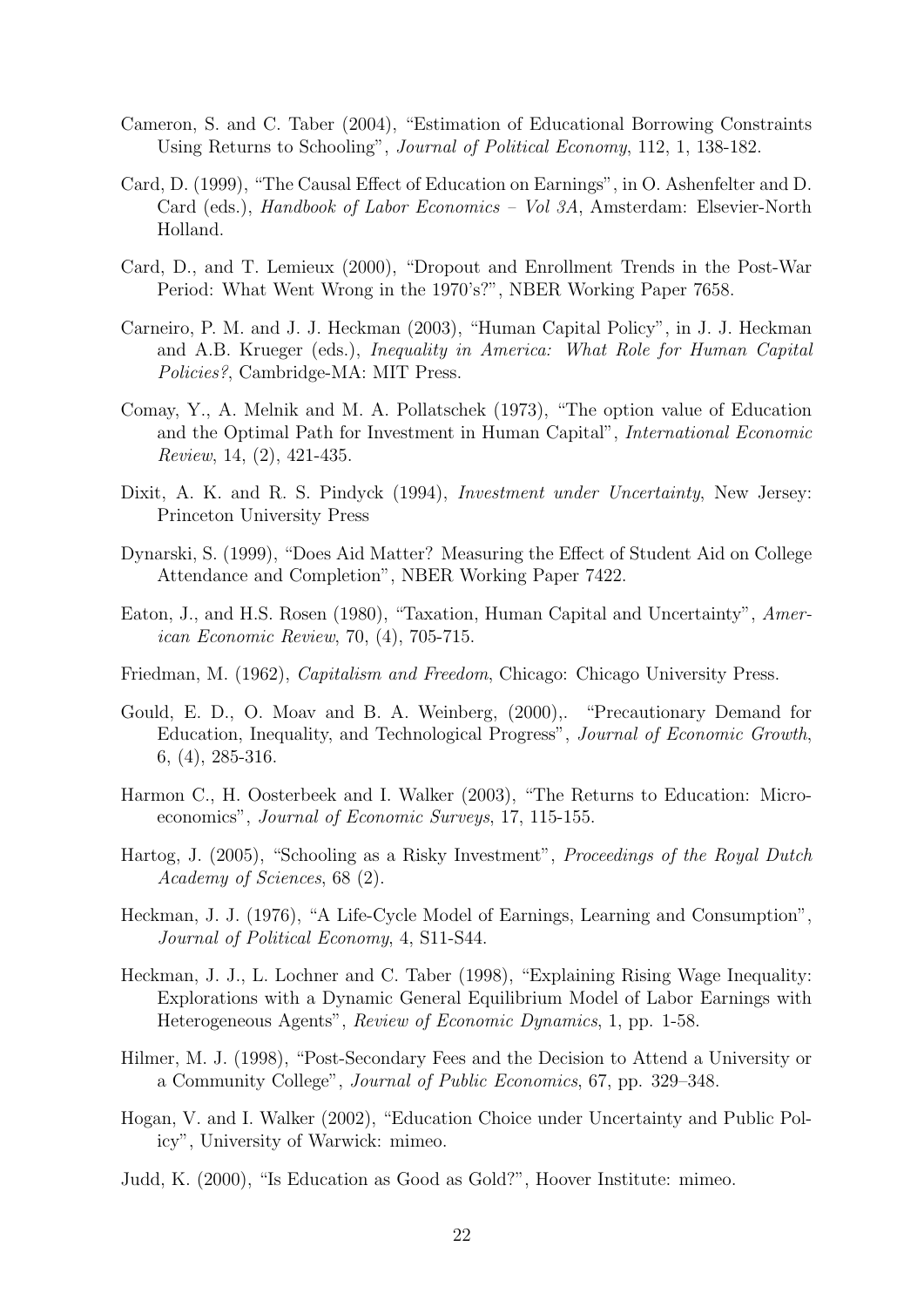Cameron, S. and C. Taber (2004), "Estimation of Educational Borrowing Constraints Using Returns to Schooling", *Journal of Political Economy*, 112, 1, 138-182.

Card, D. (1999), "The Causal Effect of Education on Earnings", in O. Ashenfelter and D. Card (eds.), *Handbook of Labor Economics – Vol 3A*, Amsterdam: Elsevier-North Holland.

Card, D., and T. Lemieux (2000), "Dropout and Enrollment Trends in the Post-War Period: What Went Wrong in the 1970's?", NBER Working Paper 7658.

Carneiro, P. M. and J. J. Heckman (2003), "Human Capital Policy", in J. J. Heckman and A.B. Krueger (eds.), *Inequality in America: What Role for Human Capital Policies?*, Cambridge-MA: MIT Press.

Comay, Y., A. Melnik and M. A. Pollatschek (1973), "The option value of Education and the Optimal Path for Investment in Human Capital", *International Economic Review*, 14, (2), 421-435.

Dixit, A. K. and R. S. Pindyck (1994), *Investment under Uncertainty*, New Jersey: Princeton University Press

Dynarski, S. (1999), "Does Aid Matter? Measuring the Effect of Student Aid on College Attendance and Completion", NBER Working Paper 7422.

Eaton, J., and H.S. Rosen (1980), "Taxation, Human Capital and Uncertainty", *American Economic Review*, 70, (4), 705-715.

Friedman, M. (1962), *Capitalism and Freedom*, Chicago: Chicago University Press.

Gould, E. D., O. Moav and B. A. Weinberg, (2000),. "Precautionary Demand for Education, Inequality, and Technological Progress", *Journal of Economic Growth*, 6, (4), 285-316.

Harmon C., H. Oosterbeek and I. Walker (2003), "The Returns to Education: Microeconomics", *Journal of Economic Surveys*, 17, 115-155.

Hartog, J. (2005), "Schooling as a Risky Investment", *Proceedings of the Royal Dutch Academy of Sciences*, 68 (2).

Heckman, J. J. (1976), "A Life-Cycle Model of Earnings, Learning and Consumption", *Journal of Political Economy*, 4, S11-S44.

Heckman, J. J., L. Lochner and C. Taber (1998), "Explaining Rising Wage Inequality: Explorations with a Dynamic General Equilibrium Model of Labor Earnings with Heterogeneous Agents", *Review of Economic Dynamics*, 1, pp. 1-58.

Hilmer, M. J. (1998), "Post-Secondary Fees and the Decision to Attend a University or a Community College", *Journal of Public Economics*, 67, pp. 329–348.

Hogan, V. and I. Walker (2002), "Education Choice under Uncertainty and Public Policy", University of Warwick: mimeo.

Judd, K. (2000), "Is Education as Good as Gold?", Hoover Institute: mimeo.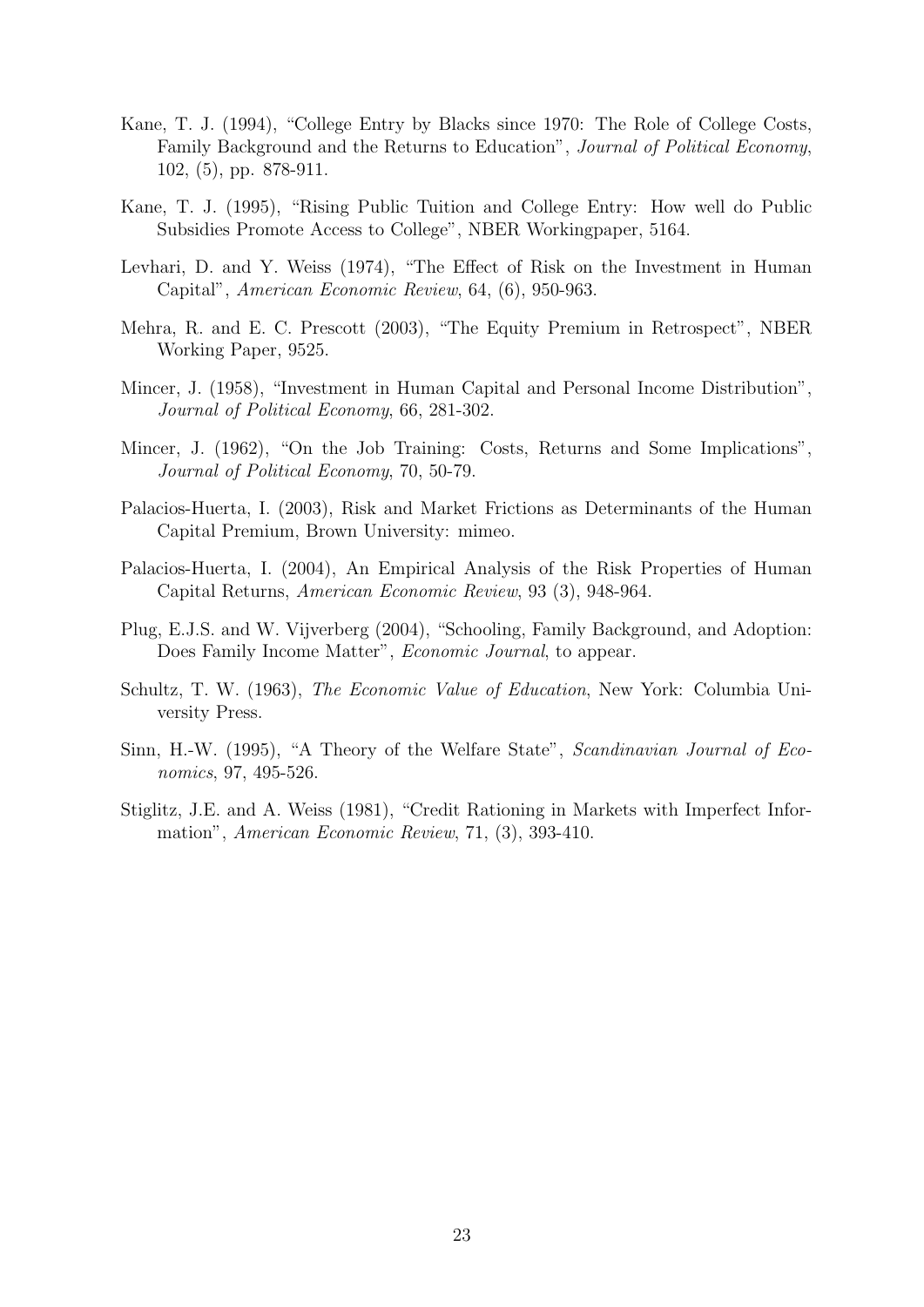Kane, T. J. (1994), "College Entry by Blacks since 1970: The Role of College Costs, Family Background and the Returns to Education", *Journal of Political Economy*, 102, (5), pp. 878-911.

Kane, T. J. (1995), "Rising Public Tuition and College Entry: How well do Public Subsidies Promote Access to College", NBER Workingpaper, 5164.

Levhari, D. and Y. Weiss (1974), "The Effect of Risk on the Investment in Human Capital", *American Economic Review*, 64, (6), 950-963.

Mehra, R. and E. C. Prescott (2003), "The Equity Premium in Retrospect", NBER Working Paper, 9525.

Mincer, J. (1958), "Investment in Human Capital and Personal Income Distribution", *Journal of Political Economy*, 66, 281-302.

Mincer, J. (1962), "On the Job Training: Costs, Returns and Some Implications", *Journal of Political Economy*, 70, 50-79.

Palacios-Huerta, I. (2003), Risk and Market Frictions as Determinants of the Human Capital Premium, Brown University: mimeo.

Palacios-Huerta, I. (2004), An Empirical Analysis of the Risk Properties of Human Capital Returns, *American Economic Review*, 93 (3), 948-964.

Plug, E.J.S. and W. Vijverberg (2004), "Schooling, Family Background, and Adoption: Does Family Income Matter", *Economic Journal*, to appear.

Schultz, T. W. (1963), *The Economic Value of Education*, New York: Columbia University Press.

Sinn, H.-W. (1995), "A Theory of the Welfare State", *Scandinavian Journal of Economics*, 97, 495-526.

Stiglitz, J.E. and A. Weiss (1981), "Credit Rationing in Markets with Imperfect Information", *American Economic Review*, 71, (3), 393-410.